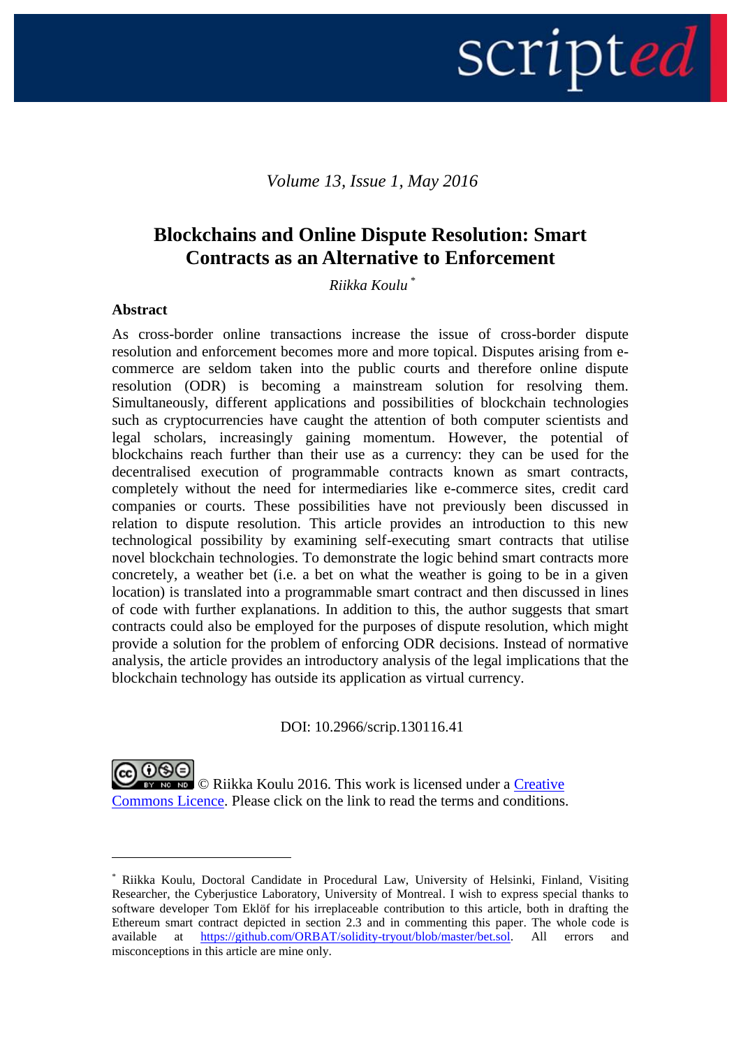*Volume 13, Issue 1, May 2016*

# Blockchains and Online Dispute Resolution: Smart Contracts as an Alternative to Enforcement

*Riikka Koulu* [*]

## Abstract

As cross-border online transactions increase the issue of cross-border dispute resolution and enforcement becomes more and more topical. Disputes arising from e-commerce are seldom taken into the public courts and therefore online dispute resolution (ODR) is becoming a mainstream solution for resolving them. Simultaneously, different applications and possibilities of blockchain technologies such as cryptocurrencies have caught the attention of both computer scientists and legal scholars, increasingly gaining momentum. However, the potential of blockchains reach further than their use as a currency: they can be used for the decentralised execution of programmable contracts known as smart contracts, completely without the need for intermediaries like e-commerce sites, credit card companies or courts. These possibilities have not previously been discussed in relation to dispute resolution. This article provides an introduction to this new technological possibility by examining self-executing smart contracts that utilise novel blockchain technologies. To demonstrate the logic behind smart contracts more concretely, a weather bet (i.e. a bet on what the weather is going to be in a given location) is translated into a programmable smart contract and then discussed in lines of code with further explanations. In addition to this, the author suggests that smart contracts could also be employed for the purposes of dispute resolution, which might provide a solution for the problem of enforcing ODR decisions. Instead of normative analysis, the article provides an introductory analysis of the legal implications that the blockchain technology has outside its application as virtual currency.

DOI: 10.2966/scrip.130116.41

© Riikka Koulu 2016. This work is licensed under a [Creative Commons Licence](). Please click on the link to read the terms and conditions.

---

[*] Riikka Koulu, Doctoral Candidate in Procedural Law, University of Helsinki, Finland, Visiting Researcher, the Cyberjustice Laboratory, University of Montreal. I wish to express special thanks to software developer Tom Eklöf for his irreplaceable contribution to this article, both in drafting the Ethereum smart contract depicted in section 2.3 and in commenting this paper. The whole code is available at https://github.com/ORBAT/solidity-tryout/blob/master/bet.sol. All errors and misconceptions in this article are mine only.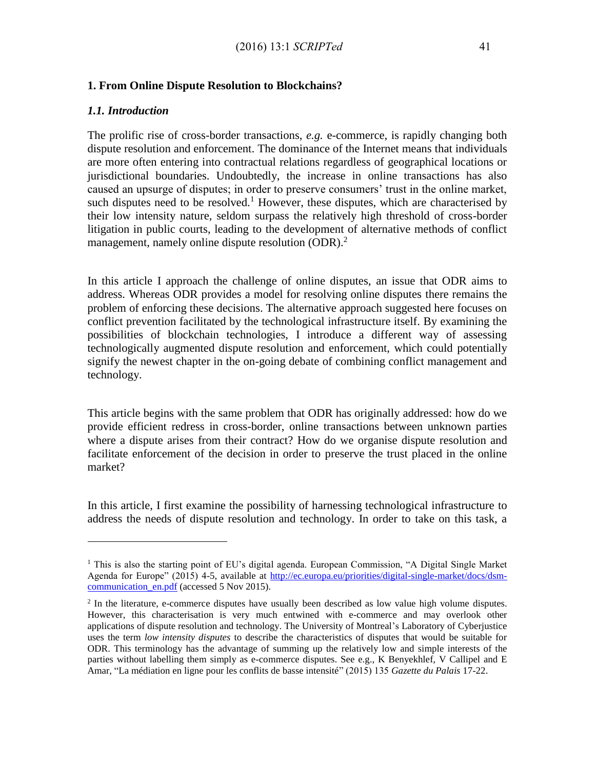## 1. From Online Dispute Resolution to Blockchains?

### *1.1. Introduction*

The prolific rise of cross-border transactions, *e.g.* e-commerce, is rapidly changing both dispute resolution and enforcement. The dominance of the Internet means that individuals are more often entering into contractual relations regardless of geographical locations or jurisdictional boundaries. Undoubtedly, the increase in online transactions has also caused an upsurge of disputes; in order to preserve consumers' trust in the online market, such disputes need to be resolved.[1] However, these disputes, which are characterised by their low intensity nature, seldom surpass the relatively high threshold of cross-border litigation in public courts, leading to the development of alternative methods of conflict management, namely online dispute resolution (ODR).[2]

In this article I approach the challenge of online disputes, an issue that ODR aims to address. Whereas ODR provides a model for resolving online disputes there remains the problem of enforcing these decisions. The alternative approach suggested here focuses on conflict prevention facilitated by the technological infrastructure itself. By examining the possibilities of blockchain technologies, I introduce a different way of assessing technologically augmented dispute resolution and enforcement, which could potentially signify the newest chapter in the on-going debate of combining conflict management and technology.

This article begins with the same problem that ODR has originally addressed: how do we provide efficient redress in cross-border, online transactions between unknown parties where a dispute arises from their contract? How do we organise dispute resolution and facilitate enforcement of the decision in order to preserve the trust placed in the online market?

In this article, I first examine the possibility of harnessing technological infrastructure to address the needs of dispute resolution and technology. In order to take on this task, a

---

[1] This is also the starting point of EU's digital agenda. European Commission, "A Digital Single Market Agenda for Europe" (2015) 4-5, available at http://ec.europa.eu/priorities/digital-single-market/docs/dsm-communication_en.pdf (accessed 5 Nov 2015).

[2] In the literature, e-commerce disputes have usually been described as low value high volume disputes. However, this characterisation is very much entwined with e-commerce and may overlook other applications of dispute resolution and technology. The University of Montreal's Laboratory of Cyberjustice uses the term *low intensity disputes* to describe the characteristics of disputes that would be suitable for ODR. This terminology has the advantage of summing up the relatively low and simple interests of the parties without labelling them simply as e-commerce disputes. See e.g., K Benyekhlef, V Callipel and E Amar, "La médiation en ligne pour les conflits de basse intensité" (2015) 135 *Gazette du Palais* 17-22.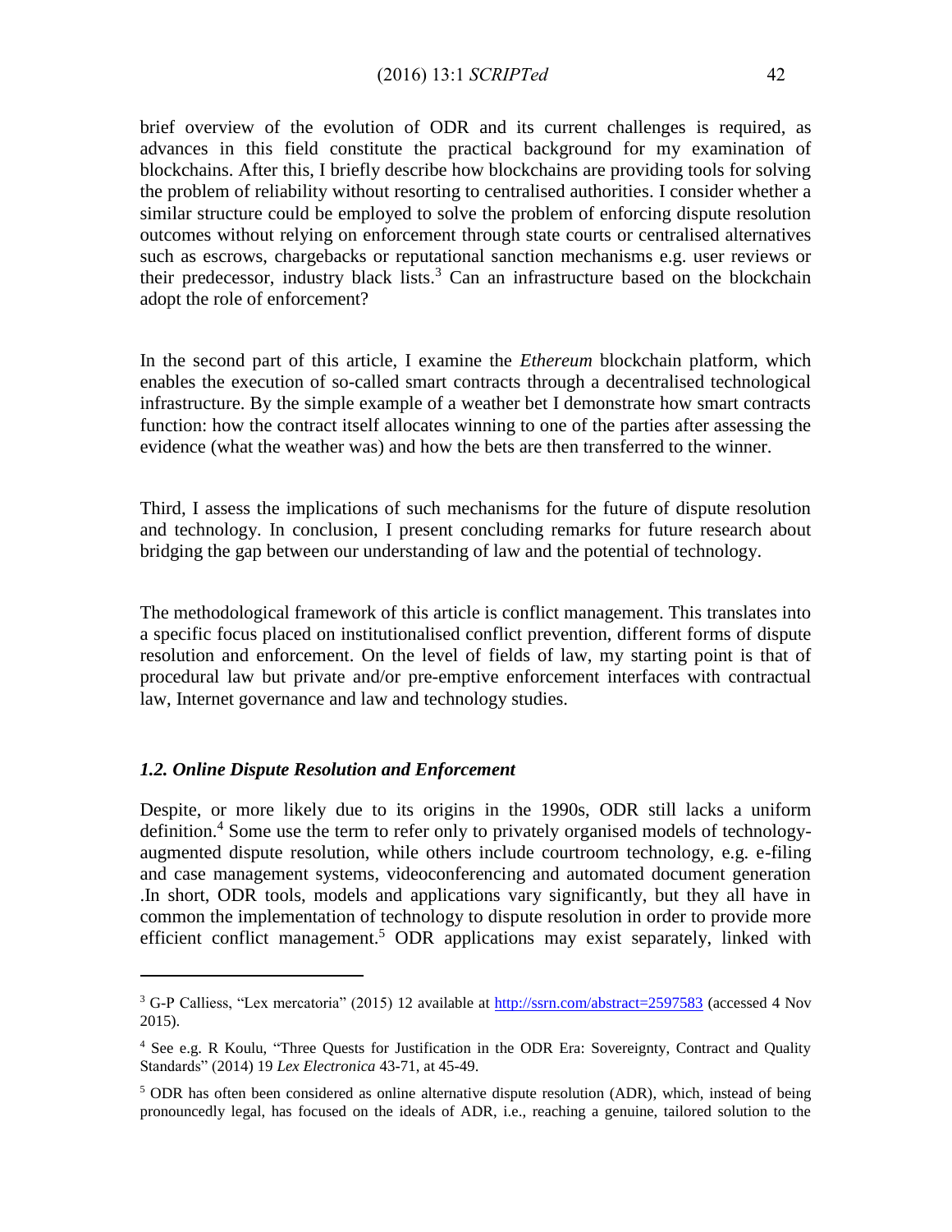brief overview of the evolution of ODR and its current challenges is required, as advances in this field constitute the practical background for my examination of blockchains. After this, I briefly describe how blockchains are providing tools for solving the problem of reliability without resorting to centralised authorities. I consider whether a similar structure could be employed to solve the problem of enforcing dispute resolution outcomes without relying on enforcement through state courts or centralised alternatives such as escrows, chargebacks or reputational sanction mechanisms e.g. user reviews or their predecessor, industry black lists.[3] Can an infrastructure based on the blockchain adopt the role of enforcement?

In the second part of this article, I examine the *Ethereum* blockchain platform, which enables the execution of so-called smart contracts through a decentralised technological infrastructure. By the simple example of a weather bet I demonstrate how smart contracts function: how the contract itself allocates winning to one of the parties after assessing the evidence (what the weather was) and how the bets are then transferred to the winner.

Third, I assess the implications of such mechanisms for the future of dispute resolution and technology. In conclusion, I present concluding remarks for future research about bridging the gap between our understanding of law and the potential of technology.

The methodological framework of this article is conflict management. This translates into a specific focus placed on institutionalised conflict prevention, different forms of dispute resolution and enforcement. On the level of fields of law, my starting point is that of procedural law but private and/or pre-emptive enforcement interfaces with contractual law, Internet governance and law and technology studies.

### *1.2. Online Dispute Resolution and Enforcement*

Despite, or more likely due to its origins in the 1990s, ODR still lacks a uniform definition.[4] Some use the term to refer only to privately organised models of technology-augmented dispute resolution, while others include courtroom technology, e.g. e-filing and case management systems, videoconferencing and automated document generation .In short, ODR tools, models and applications vary significantly, but they all have in common the implementation of technology to dispute resolution in order to provide more efficient conflict management.[5] ODR applications may exist separately, linked with

---

[3] G-P Calliess, "Lex mercatoria" (2015) 12 available at http://ssrn.com/abstract=2597583 (accessed 4 Nov 2015).

[4] See e.g. R Koulu, "Three Quests for Justification in the ODR Era: Sovereignty, Contract and Quality Standards" (2014) 19 *Lex Electronica* 43-71, at 45-49.

[5] ODR has often been considered as online alternative dispute resolution (ADR), which, instead of being pronouncedly legal, has focused on the ideals of ADR, i.e., reaching a genuine, tailored solution to the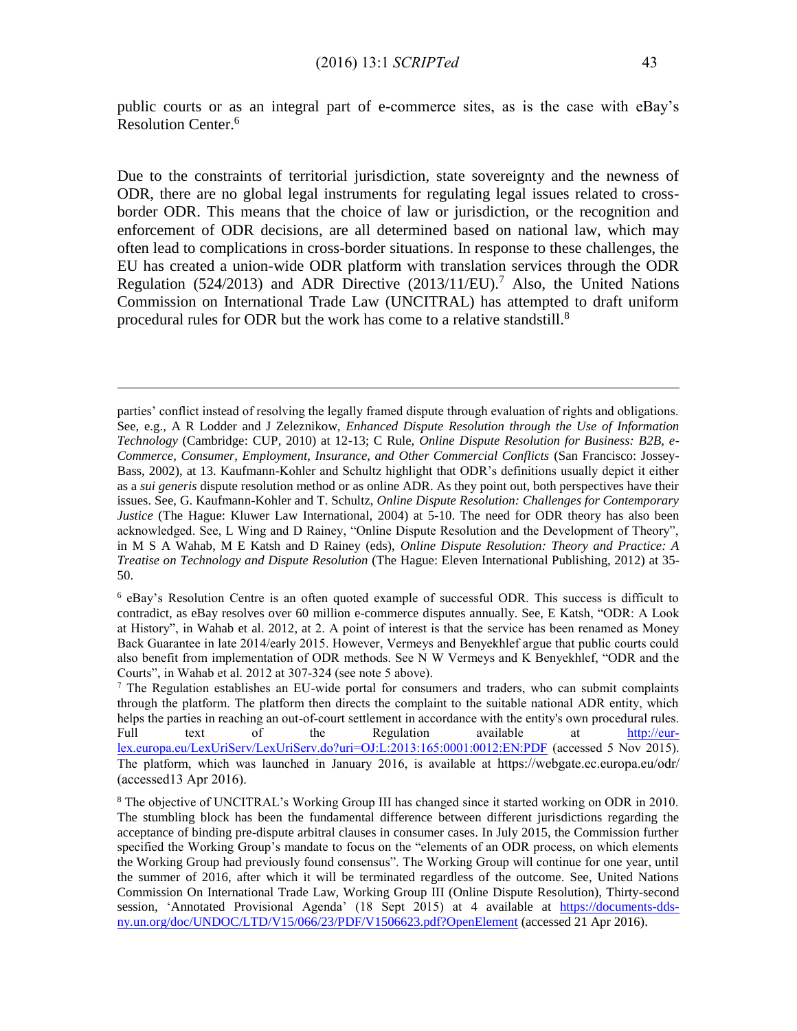public courts or as an integral part of e-commerce sites, as is the case with eBay's Resolution Center.[6]

Due to the constraints of territorial jurisdiction, state sovereignty and the newness of ODR, there are no global legal instruments for regulating legal issues related to cross-border ODR. This means that the choice of law or jurisdiction, or the recognition and enforcement of ODR decisions, are all determined based on national law, which may often lead to complications in cross-border situations. In response to these challenges, the EU has created a union-wide ODR platform with translation services through the ODR Regulation (524/2013) and ADR Directive (2013/11/EU).[7] Also, the United Nations Commission on International Trade Law (UNCITRAL) has attempted to draft uniform procedural rules for ODR but the work has come to a relative standstill.[8]

---

parties' conflict instead of resolving the legally framed dispute through evaluation of rights and obligations. See, e.g., A R Lodder and J Zeleznikow, *Enhanced Dispute Resolution through the Use of Information Technology* (Cambridge: CUP, 2010) at 12-13; C Rule, *Online Dispute Resolution for Business: B2B, e-Commerce, Consumer, Employment, Insurance, and Other Commercial Conflicts* (San Francisco: Jossey-Bass, 2002), at 13. Kaufmann-Kohler and Schultz highlight that ODR's definitions usually depict it either as a *sui generis* dispute resolution method or as online ADR. As they point out, both perspectives have their issues. See, G. Kaufmann-Kohler and T. Schultz, *Online Dispute Resolution: Challenges for Contemporary Justice* (The Hague: Kluwer Law International, 2004) at 5-10. The need for ODR theory has also been acknowledged. See, L Wing and D Rainey, "Online Dispute Resolution and the Development of Theory", in M S A Wahab, M E Katsh and D Rainey (eds), *Online Dispute Resolution: Theory and Practice: A Treatise on Technology and Dispute Resolution* (The Hague: Eleven International Publishing, 2012) at 35-50.

[6] eBay's Resolution Centre is an often quoted example of successful ODR. This success is difficult to contradict, as eBay resolves over 60 million e-commerce disputes annually. See, E Katsh, "ODR: A Look at History", in Wahab et al. 2012, at 2. A point of interest is that the service has been renamed as Money Back Guarantee in late 2014/early 2015. However, Vermeys and Benyekhlef argue that public courts could also benefit from implementation of ODR methods. See N W Vermeys and K Benyekhlef, "ODR and the Courts", in Wahab et al. 2012 at 307-324 (see note 5 above).

[7] The Regulation establishes an EU-wide portal for consumers and traders, who can submit complaints through the platform. The platform then directs the complaint to the suitable national ADR entity, which helps the parties in reaching an out-of-court settlement in accordance with the entity's own procedural rules. Full text of the Regulation available at http://eur-lex.europa.eu/LexUriServ/LexUriServ.do?uri=OJ:L:2013:165:0001:0012:EN:PDF (accessed 5 Nov 2015). The platform, which was launched in January 2016, is available at https://webgate.ec.europa.eu/odr/ (accessed13 Apr 2016).

[8] The objective of UNCITRAL's Working Group III has changed since it started working on ODR in 2010. The stumbling block has been the fundamental difference between different jurisdictions regarding the acceptance of binding pre-dispute arbitral clauses in consumer cases. In July 2015, the Commission further specified the Working Group's mandate to focus on the "elements of an ODR process, on which elements the Working Group had previously found consensus". The Working Group will continue for one year, until the summer of 2016, after which it will be terminated regardless of the outcome. See, United Nations Commission On International Trade Law, Working Group III (Online Dispute Resolution), Thirty-second session, 'Annotated Provisional Agenda' (18 Sept 2015) at 4 available at https://documents-dds-ny.un.org/doc/UNDOC/LTD/V15/066/23/PDF/V1506623.pdf?OpenElement (accessed 21 Apr 2016).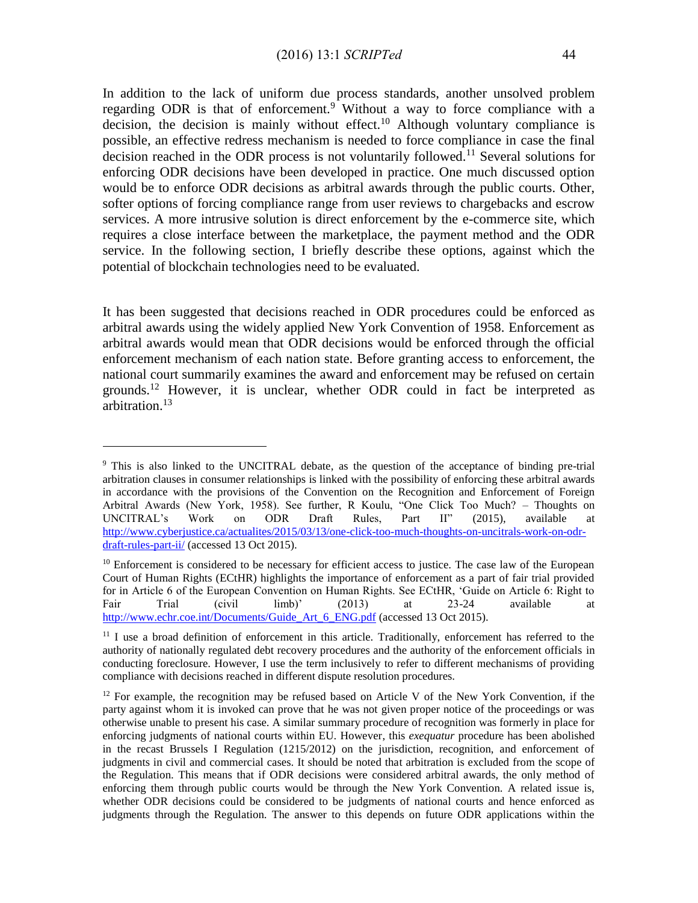In addition to the lack of uniform due process standards, another unsolved problem regarding ODR is that of enforcement.[9] Without a way to force compliance with a decision, the decision is mainly without effect.[10] Although voluntary compliance is possible, an effective redress mechanism is needed to force compliance in case the final decision reached in the ODR process is not voluntarily followed.[11] Several solutions for enforcing ODR decisions have been developed in practice. One much discussed option would be to enforce ODR decisions as arbitral awards through the public courts. Other, softer options of forcing compliance range from user reviews to chargebacks and escrow services. A more intrusive solution is direct enforcement by the e-commerce site, which requires a close interface between the marketplace, the payment method and the ODR service. In the following section, I briefly describe these options, against which the potential of blockchain technologies need to be evaluated.

It has been suggested that decisions reached in ODR procedures could be enforced as arbitral awards using the widely applied New York Convention of 1958. Enforcement as arbitral awards would mean that ODR decisions would be enforced through the official enforcement mechanism of each nation state. Before granting access to enforcement, the national court summarily examines the award and enforcement may be refused on certain grounds.[12] However, it is unclear, whether ODR could in fact be interpreted as arbitration.[13]

---

[9] This is also linked to the UNCITRAL debate, as the question of the acceptance of binding pre-trial arbitration clauses in consumer relationships is linked with the possibility of enforcing these arbitral awards in accordance with the provisions of the Convention on the Recognition and Enforcement of Foreign Arbitral Awards (New York, 1958). See further, R Koulu, "One Click Too Much? – Thoughts on UNCITRAL's Work on ODR Draft Rules, Part II" (2015), available at http://www.cyberjustice.ca/actualites/2015/03/13/one-click-too-much-thoughts-on-uncitrals-work-on-odr-draft-rules-part-ii/ (accessed 13 Oct 2015).

[10] Enforcement is considered to be necessary for efficient access to justice. The case law of the European Court of Human Rights (ECtHR) highlights the importance of enforcement as a part of fair trial provided for in Article 6 of the European Convention on Human Rights. See ECtHR, 'Guide on Article 6: Right to Fair Trial (civil limb)' (2013) at 23-24 available at http://www.echr.coe.int/Documents/Guide_Art_6_ENG.pdf (accessed 13 Oct 2015).

[11] I use a broad definition of enforcement in this article. Traditionally, enforcement has referred to the authority of nationally regulated debt recovery procedures and the authority of the enforcement officials in conducting foreclosure. However, I use the term inclusively to refer to different mechanisms of providing compliance with decisions reached in different dispute resolution procedures.

[12] For example, the recognition may be refused based on Article V of the New York Convention, if the party against whom it is invoked can prove that he was not given proper notice of the proceedings or was otherwise unable to present his case. A similar summary procedure of recognition was formerly in place for enforcing judgments of national courts within EU. However, this *exequatur* procedure has been abolished in the recast Brussels I Regulation (1215/2012) on the jurisdiction, recognition, and enforcement of judgments in civil and commercial cases. It should be noted that arbitration is excluded from the scope of the Regulation. This means that if ODR decisions were considered arbitral awards, the only method of enforcing them through public courts would be through the New York Convention. A related issue is, whether ODR decisions could be considered to be judgments of national courts and hence enforced as judgments through the Regulation. The answer to this depends on future ODR applications within the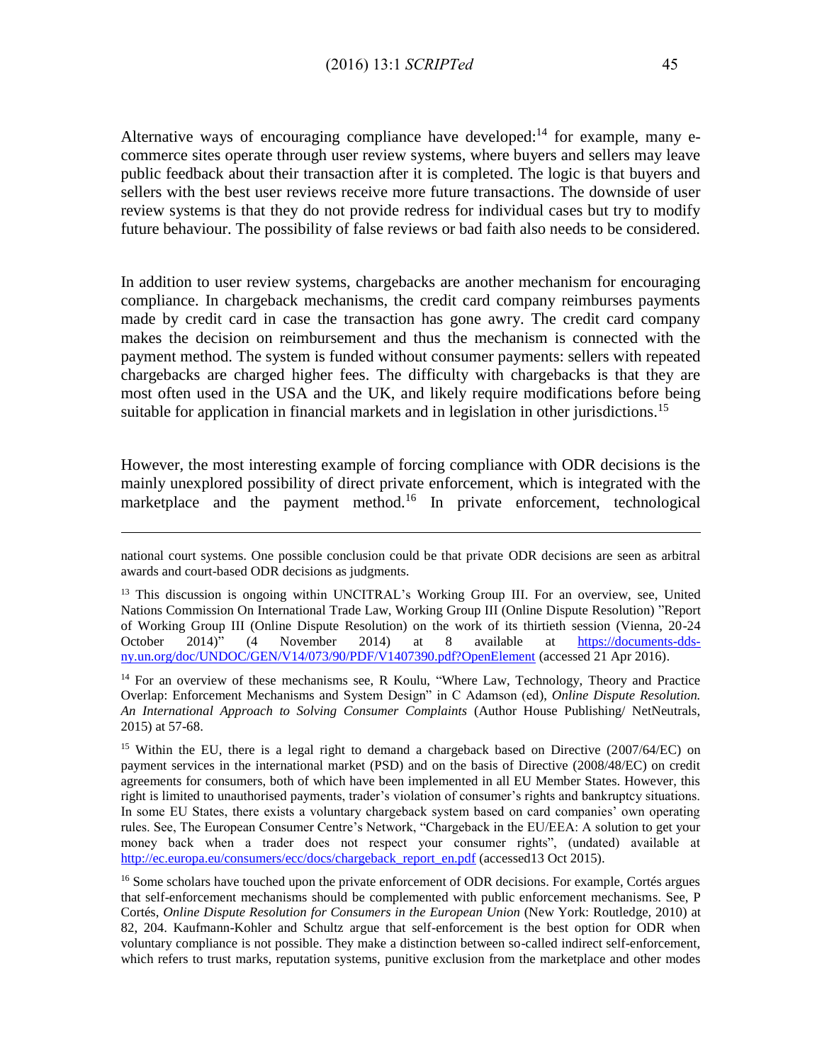Alternative ways of encouraging compliance have developed:[14] for example, many e-commerce sites operate through user review systems, where buyers and sellers may leave public feedback about their transaction after it is completed. The logic is that buyers and sellers with the best user reviews receive more future transactions. The downside of user review systems is that they do not provide redress for individual cases but try to modify future behaviour. The possibility of false reviews or bad faith also needs to be considered.

In addition to user review systems, chargebacks are another mechanism for encouraging compliance. In chargeback mechanisms, the credit card company reimburses payments made by credit card in case the transaction has gone awry. The credit card company makes the decision on reimbursement and thus the mechanism is connected with the payment method. The system is funded without consumer payments: sellers with repeated chargebacks are charged higher fees. The difficulty with chargebacks is that they are most often used in the USA and the UK, and likely require modifications before being suitable for application in financial markets and in legislation in other jurisdictions.[15]

However, the most interesting example of forcing compliance with ODR decisions is the mainly unexplored possibility of direct private enforcement, which is integrated with the marketplace and the payment method.[16] In private enforcement, technological

---

national court systems. One possible conclusion could be that private ODR decisions are seen as arbitral awards and court-based ODR decisions as judgments.

[13] This discussion is ongoing within UNCITRAL's Working Group III. For an overview, see, United Nations Commission On International Trade Law, Working Group III (Online Dispute Resolution) "Report of Working Group III (Online Dispute Resolution) on the work of its thirtieth session (Vienna, 20-24 October 2014)" (4 November 2014) at 8 available at https://documents-dds-ny.un.org/doc/UNDOC/GEN/V14/073/90/PDF/V1407390.pdf?OpenElement (accessed 21 Apr 2016).

[14] For an overview of these mechanisms see, R Koulu, "Where Law, Technology, Theory and Practice Overlap: Enforcement Mechanisms and System Design" in C Adamson (ed), *Online Dispute Resolution. An International Approach to Solving Consumer Complaints* (Author House Publishing/ NetNeutrals, 2015) at 57-68.

[15] Within the EU, there is a legal right to demand a chargeback based on Directive (2007/64/EC) on payment services in the international market (PSD) and on the basis of Directive (2008/48/EC) on credit agreements for consumers, both of which have been implemented in all EU Member States. However, this right is limited to unauthorised payments, trader's violation of consumer's rights and bankruptcy situations. In some EU States, there exists a voluntary chargeback system based on card companies' own operating rules. See, The European Consumer Centre's Network, "Chargeback in the EU/EEA: A solution to get your money back when a trader does not respect your consumer rights", (undated) available at http://ec.europa.eu/consumers/ecc/docs/chargeback_report_en.pdf (accessed13 Oct 2015).

[16] Some scholars have touched upon the private enforcement of ODR decisions. For example, Cortés argues that self-enforcement mechanisms should be complemented with public enforcement mechanisms. See, P Cortés, *Online Dispute Resolution for Consumers in the European Union* (New York: Routledge, 2010) at 82, 204. Kaufmann-Kohler and Schultz argue that self-enforcement is the best option for ODR when voluntary compliance is not possible. They make a distinction between so-called indirect self-enforcement, which refers to trust marks, reputation systems, punitive exclusion from the marketplace and other modes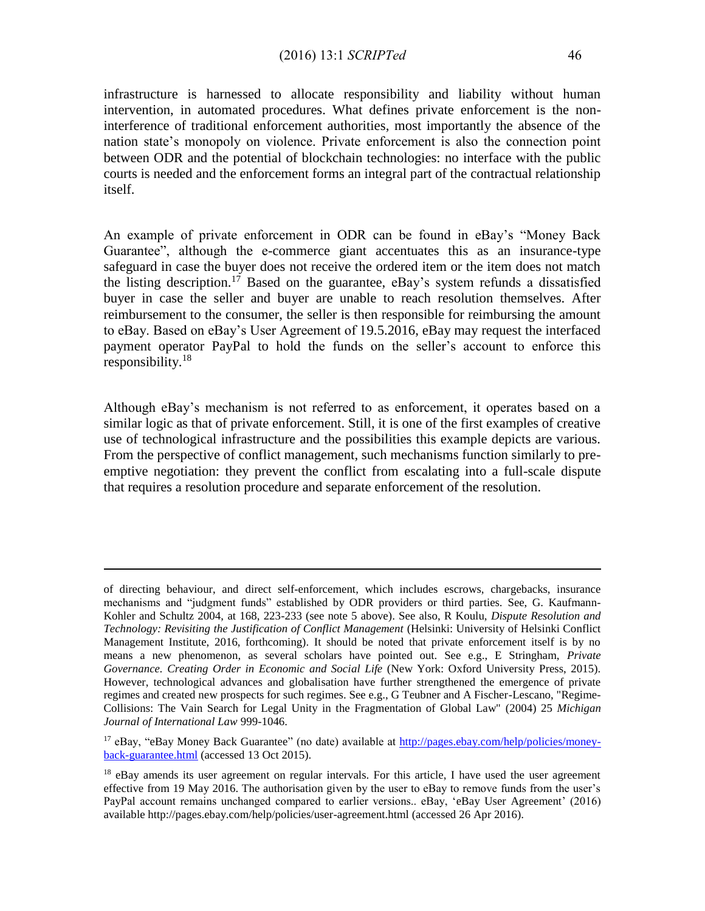infrastructure is harnessed to allocate responsibility and liability without human intervention, in automated procedures. What defines private enforcement is the non-interference of traditional enforcement authorities, most importantly the absence of the nation state's monopoly on violence. Private enforcement is also the connection point between ODR and the potential of blockchain technologies: no interface with the public courts is needed and the enforcement forms an integral part of the contractual relationship itself.

An example of private enforcement in ODR can be found in eBay's "Money Back Guarantee", although the e-commerce giant accentuates this as an insurance-type safeguard in case the buyer does not receive the ordered item or the item does not match the listing description.[17] Based on the guarantee, eBay's system refunds a dissatisfied buyer in case the seller and buyer are unable to reach resolution themselves. After reimbursement to the consumer, the seller is then responsible for reimbursing the amount to eBay. Based on eBay's User Agreement of 19.5.2016, eBay may request the interfaced payment operator PayPal to hold the funds on the seller's account to enforce this responsibility.[18]

Although eBay's mechanism is not referred to as enforcement, it operates based on a similar logic as that of private enforcement. Still, it is one of the first examples of creative use of technological infrastructure and the possibilities this example depicts are various. From the perspective of conflict management, such mechanisms function similarly to pre-emptive negotiation: they prevent the conflict from escalating into a full-scale dispute that requires a resolution procedure and separate enforcement of the resolution.

---

of directing behaviour, and direct self-enforcement, which includes escrows, chargebacks, insurance mechanisms and "judgment funds" established by ODR providers or third parties. See, G. Kaufmann-Kohler and Schultz 2004, at 168, 223-233 (see note 5 above). See also, R Koulu, *Dispute Resolution and Technology: Revisiting the Justification of Conflict Management* (Helsinki: University of Helsinki Conflict Management Institute, 2016, forthcoming). It should be noted that private enforcement itself is by no means a new phenomenon, as several scholars have pointed out. See e.g., E Stringham, *Private Governance. Creating Order in Economic and Social Life* (New York: Oxford University Press, 2015). However, technological advances and globalisation have further strengthened the emergence of private regimes and created new prospects for such regimes. See e.g., G Teubner and A Fischer-Lescano, "Regime-Collisions: The Vain Search for Legal Unity in the Fragmentation of Global Law" (2004) 25 *Michigan Journal of International Law* 999-1046.

[17] eBay, "eBay Money Back Guarantee" (no date) available at http://pages.ebay.com/help/policies/money-back-guarantee.html (accessed 13 Oct 2015).

[18] eBay amends its user agreement on regular intervals. For this article, I have used the user agreement effective from 19 May 2016. The authorisation given by the user to eBay to remove funds from the user's PayPal account remains unchanged compared to earlier versions.. eBay, 'eBay User Agreement' (2016) available http://pages.ebay.com/help/policies/user-agreement.html (accessed 26 Apr 2016).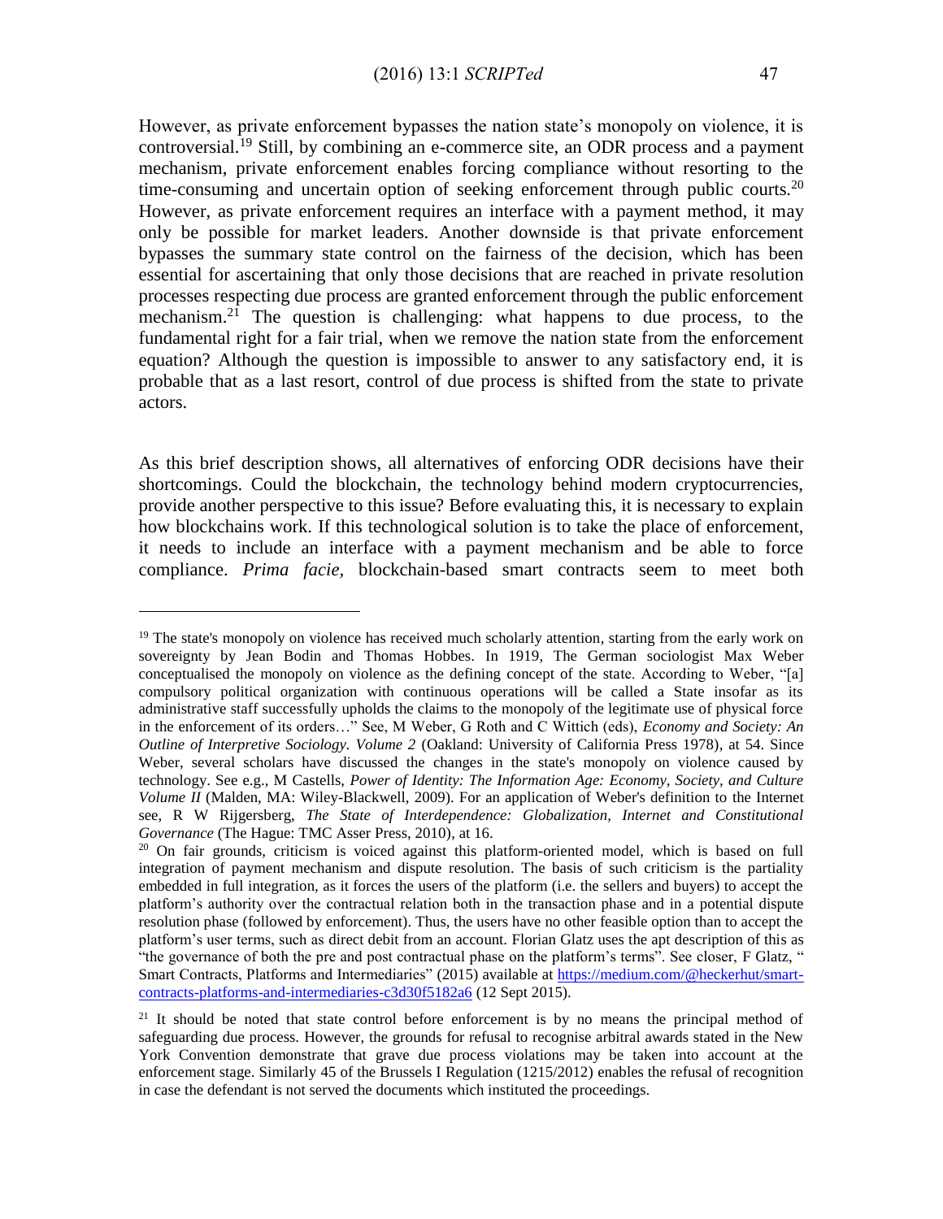However, as private enforcement bypasses the nation state's monopoly on violence, it is controversial.[19] Still, by combining an e-commerce site, an ODR process and a payment mechanism, private enforcement enables forcing compliance without resorting to the time-consuming and uncertain option of seeking enforcement through public courts.[20] However, as private enforcement requires an interface with a payment method, it may only be possible for market leaders. Another downside is that private enforcement bypasses the summary state control on the fairness of the decision, which has been essential for ascertaining that only those decisions that are reached in private resolution processes respecting due process are granted enforcement through the public enforcement mechanism.[21] The question is challenging: what happens to due process, to the fundamental right for a fair trial, when we remove the nation state from the enforcement equation? Although the question is impossible to answer to any satisfactory end, it is probable that as a last resort, control of due process is shifted from the state to private actors.

As this brief description shows, all alternatives of enforcing ODR decisions have their shortcomings. Could the blockchain, the technology behind modern cryptocurrencies, provide another perspective to this issue? Before evaluating this, it is necessary to explain how blockchains work. If this technological solution is to take the place of enforcement, it needs to include an interface with a payment mechanism and be able to force compliance. *Prima facie,* blockchain-based smart contracts seem to meet both

---

[19] The state's monopoly on violence has received much scholarly attention, starting from the early work on sovereignty by Jean Bodin and Thomas Hobbes. In 1919, The German sociologist Max Weber conceptualised the monopoly on violence as the defining concept of the state. According to Weber, "[a] compulsory political organization with continuous operations will be called a State insofar as its administrative staff successfully upholds the claims to the monopoly of the legitimate use of physical force in the enforcement of its orders…" See, M Weber, G Roth and C Wittich (eds), *Economy and Society: An Outline of Interpretive Sociology. Volume 2* (Oakland: University of California Press 1978), at 54. Since Weber, several scholars have discussed the changes in the state's monopoly on violence caused by technology. See e.g., M Castells, *Power of Identity: The Information Age: Economy, Society, and Culture Volume II* (Malden, MA: Wiley-Blackwell, 2009). For an application of Weber's definition to the Internet see, R W Rijgersberg, *The State of Interdependence: Globalization, Internet and Constitutional Governance* (The Hague: TMC Asser Press, 2010), at 16.

[20] On fair grounds, criticism is voiced against this platform-oriented model, which is based on full integration of payment mechanism and dispute resolution. The basis of such criticism is the partiality embedded in full integration, as it forces the users of the platform (i.e. the sellers and buyers) to accept the platform's authority over the contractual relation both in the transaction phase and in a potential dispute resolution phase (followed by enforcement). Thus, the users have no other feasible option than to accept the platform's user terms, such as direct debit from an account. Florian Glatz uses the apt description of this as "the governance of both the pre and post contractual phase on the platform's terms". See closer, F Glatz, " Smart Contracts, Platforms and Intermediaries" (2015) available at https://medium.com/@heckerhut/smart-contracts-platforms-and-intermediaries-c3d30f5182a6 (12 Sept 2015).

[21] It should be noted that state control before enforcement is by no means the principal method of safeguarding due process. However, the grounds for refusal to recognise arbitral awards stated in the New York Convention demonstrate that grave due process violations may be taken into account at the enforcement stage. Similarly 45 of the Brussels I Regulation (1215/2012) enables the refusal of recognition in case the defendant is not served the documents which instituted the proceedings.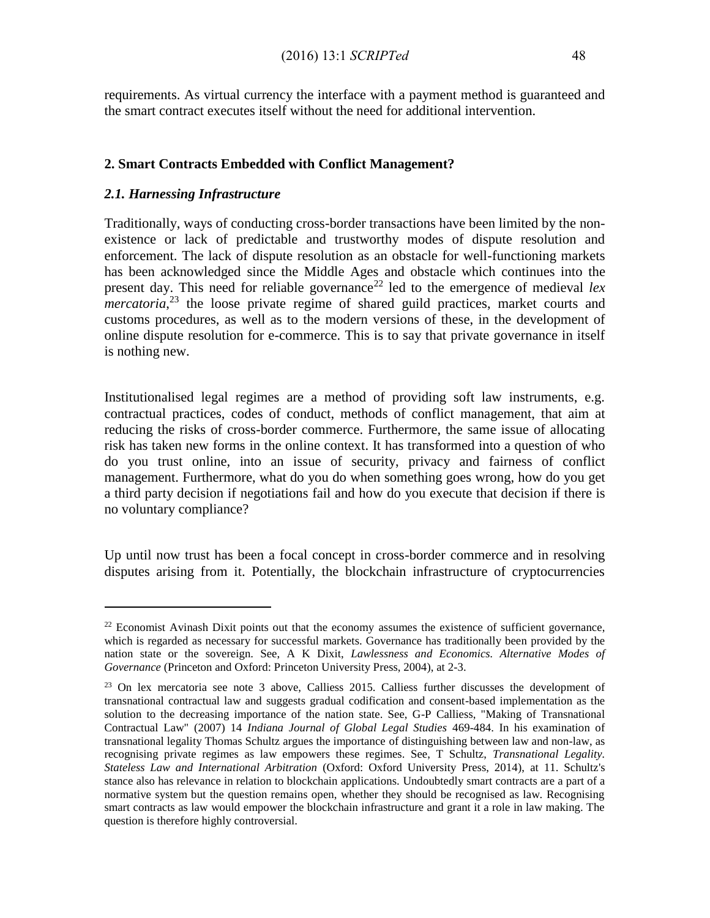requirements. As virtual currency the interface with a payment method is guaranteed and the smart contract executes itself without the need for additional intervention.

## 2. Smart Contracts Embedded with Conflict Management?

### *2.1. Harnessing Infrastructure*

Traditionally, ways of conducting cross-border transactions have been limited by the non-existence or lack of predictable and trustworthy modes of dispute resolution and enforcement. The lack of dispute resolution as an obstacle for well-functioning markets has been acknowledged since the Middle Ages and obstacle which continues into the present day. This need for reliable governance[22] led to the emergence of medieval *lex mercatoria*,[23] the loose private regime of shared guild practices, market courts and customs procedures, as well as to the modern versions of these, in the development of online dispute resolution for e-commerce. This is to say that private governance in itself is nothing new.

Institutionalised legal regimes are a method of providing soft law instruments, e.g. contractual practices, codes of conduct, methods of conflict management, that aim at reducing the risks of cross-border commerce. Furthermore, the same issue of allocating risk has taken new forms in the online context. It has transformed into a question of who do you trust online, into an issue of security, privacy and fairness of conflict management. Furthermore, what do you do when something goes wrong, how do you get a third party decision if negotiations fail and how do you execute that decision if there is no voluntary compliance?

Up until now trust has been a focal concept in cross-border commerce and in resolving disputes arising from it. Potentially, the blockchain infrastructure of cryptocurrencies

---

[22] Economist Avinash Dixit points out that the economy assumes the existence of sufficient governance, which is regarded as necessary for successful markets. Governance has traditionally been provided by the nation state or the sovereign. See, A K Dixit, *Lawlessness and Economics. Alternative Modes of Governance* (Princeton and Oxford: Princeton University Press, 2004), at 2-3.

[23] On lex mercatoria see note 3 above, Calliess 2015. Calliess further discusses the development of transnational contractual law and suggests gradual codification and consent-based implementation as the solution to the decreasing importance of the nation state. See, G-P Calliess, "Making of Transnational Contractual Law" (2007) 14 *Indiana Journal of Global Legal Studies* 469-484. In his examination of transnational legality Thomas Schultz argues the importance of distinguishing between law and non-law, as recognising private regimes as law empowers these regimes. See, T Schultz, *Transnational Legality. Stateless Law and International Arbitration* (Oxford: Oxford University Press, 2014), at 11. Schultz's stance also has relevance in relation to blockchain applications. Undoubtedly smart contracts are a part of a normative system but the question remains open, whether they should be recognised as law. Recognising smart contracts as law would empower the blockchain infrastructure and grant it a role in law making. The question is therefore highly controversial.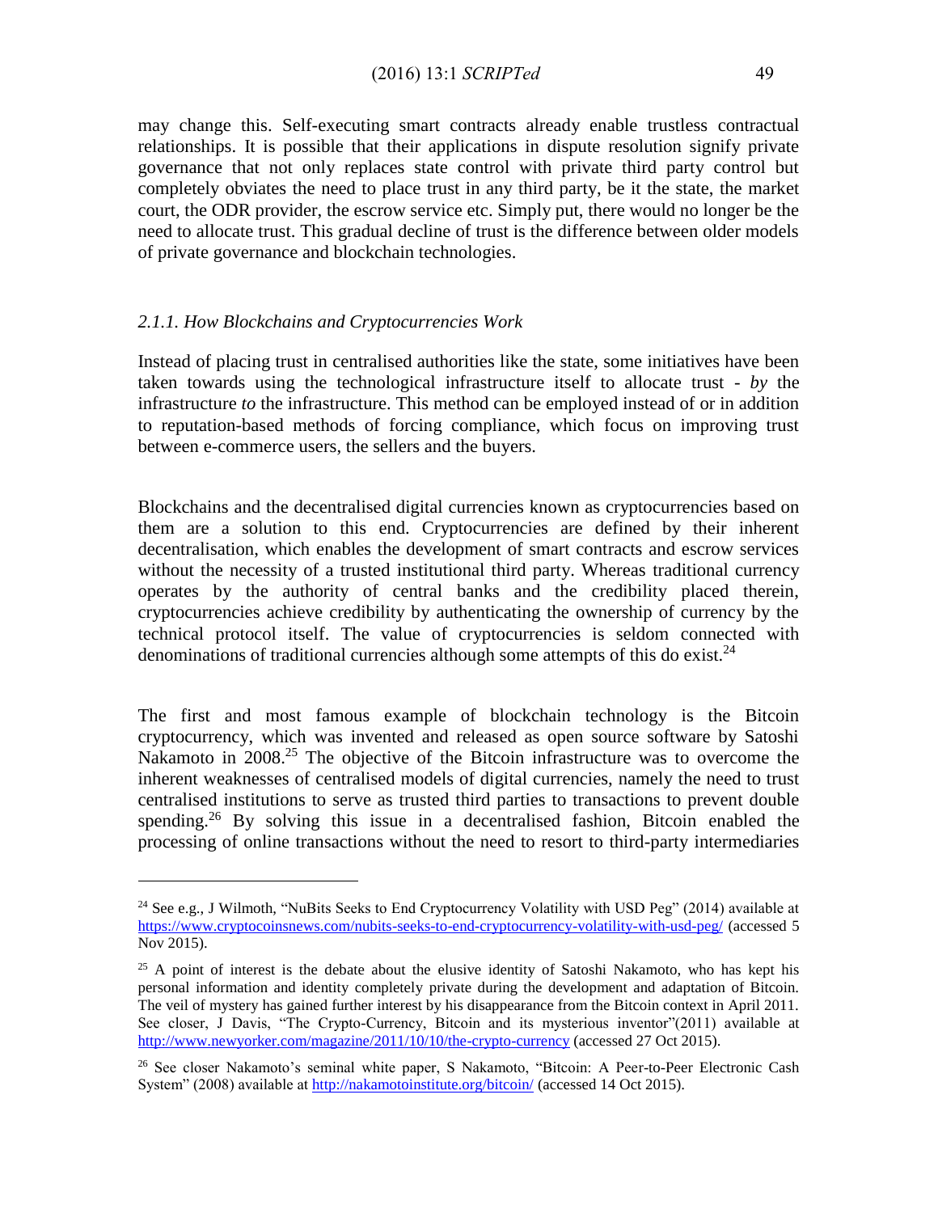may change this. Self-executing smart contracts already enable trustless contractual relationships. It is possible that their applications in dispute resolution signify private governance that not only replaces state control with private third party control but completely obviates the need to place trust in any third party, be it the state, the market court, the ODR provider, the escrow service etc. Simply put, there would no longer be the need to allocate trust. This gradual decline of trust is the difference between older models of private governance and blockchain technologies.

### *2.1.1. How Blockchains and Cryptocurrencies Work*

Instead of placing trust in centralised authorities like the state, some initiatives have been taken towards using the technological infrastructure itself to allocate trust - *by* the infrastructure *to* the infrastructure. This method can be employed instead of or in addition to reputation-based methods of forcing compliance, which focus on improving trust between e-commerce users, the sellers and the buyers.

Blockchains and the decentralised digital currencies known as cryptocurrencies based on them are a solution to this end. Cryptocurrencies are defined by their inherent decentralisation, which enables the development of smart contracts and escrow services without the necessity of a trusted institutional third party. Whereas traditional currency operates by the authority of central banks and the credibility placed therein, cryptocurrencies achieve credibility by authenticating the ownership of currency by the technical protocol itself. The value of cryptocurrencies is seldom connected with denominations of traditional currencies although some attempts of this do exist.[24]

The first and most famous example of blockchain technology is the Bitcoin cryptocurrency, which was invented and released as open source software by Satoshi Nakamoto in 2008.[25] The objective of the Bitcoin infrastructure was to overcome the inherent weaknesses of centralised models of digital currencies, namely the need to trust centralised institutions to serve as trusted third parties to transactions to prevent double spending.[26] By solving this issue in a decentralised fashion, Bitcoin enabled the processing of online transactions without the need to resort to third-party intermediaries

---

[24] See e.g., J Wilmoth, "NuBits Seeks to End Cryptocurrency Volatility with USD Peg" (2014) available at https://www.cryptocoinsnews.com/nubits-seeks-to-end-cryptocurrency-volatility-with-usd-peg/ (accessed 5 Nov 2015).

[25] A point of interest is the debate about the elusive identity of Satoshi Nakamoto, who has kept his personal information and identity completely private during the development and adaptation of Bitcoin. The veil of mystery has gained further interest by his disappearance from the Bitcoin context in April 2011. See closer, J Davis, "The Crypto-Currency, Bitcoin and its mysterious inventor"(2011) available at http://www.newyorker.com/magazine/2011/10/10/the-crypto-currency (accessed 27 Oct 2015).

[26] See closer Nakamoto's seminal white paper, S Nakamoto, "Bitcoin: A Peer-to-Peer Electronic Cash System" (2008) available at http://nakamotoinstitute.org/bitcoin/ (accessed 14 Oct 2015).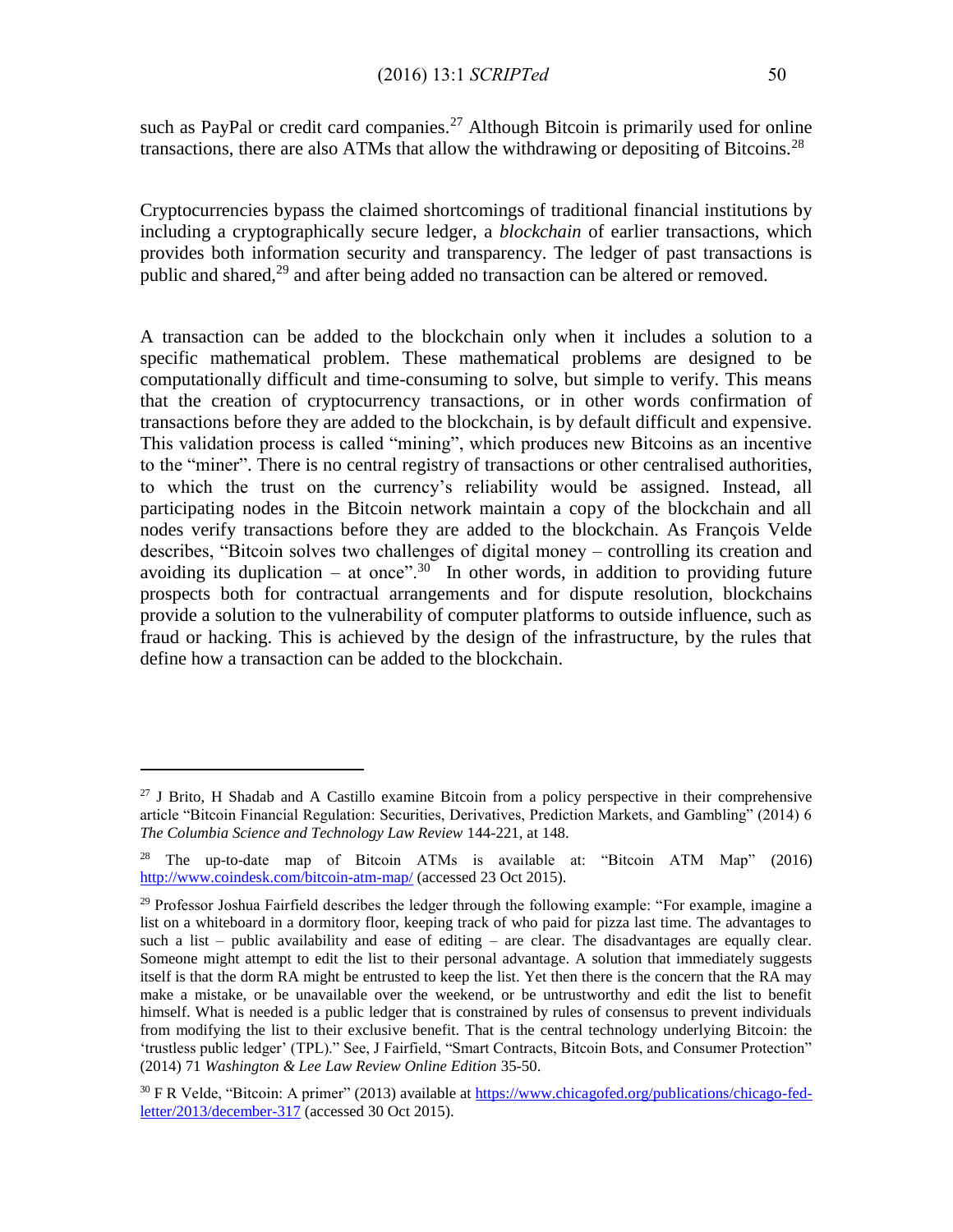such as PayPal or credit card companies.[27] Although Bitcoin is primarily used for online transactions, there are also ATMs that allow the withdrawing or depositing of Bitcoins.[28]

Cryptocurrencies bypass the claimed shortcomings of traditional financial institutions by including a cryptographically secure ledger, a *blockchain* of earlier transactions, which provides both information security and transparency. The ledger of past transactions is public and shared,[29] and after being added no transaction can be altered or removed.

A transaction can be added to the blockchain only when it includes a solution to a specific mathematical problem. These mathematical problems are designed to be computationally difficult and time-consuming to solve, but simple to verify. This means that the creation of cryptocurrency transactions, or in other words confirmation of transactions before they are added to the blockchain, is by default difficult and expensive. This validation process is called "mining", which produces new Bitcoins as an incentive to the "miner". There is no central registry of transactions or other centralised authorities, to which the trust on the currency's reliability would be assigned. Instead, all participating nodes in the Bitcoin network maintain a copy of the blockchain and all nodes verify transactions before they are added to the blockchain. As François Velde describes, "Bitcoin solves two challenges of digital money – controlling its creation and avoiding its duplication – at once".[30] In other words, in addition to providing future prospects both for contractual arrangements and for dispute resolution, blockchains provide a solution to the vulnerability of computer platforms to outside influence, such as fraud or hacking. This is achieved by the design of the infrastructure, by the rules that define how a transaction can be added to the blockchain.

---

[27] J Brito, H Shadab and A Castillo examine Bitcoin from a policy perspective in their comprehensive article "Bitcoin Financial Regulation: Securities, Derivatives, Prediction Markets, and Gambling" (2014) 6 *The Columbia Science and Technology Law Review* 144-221, at 148.

[28] The up-to-date map of Bitcoin ATMs is available at: "Bitcoin ATM Map" (2016) http://www.coindesk.com/bitcoin-atm-map/ (accessed 23 Oct 2015).

[29] Professor Joshua Fairfield describes the ledger through the following example: "For example, imagine a list on a whiteboard in a dormitory floor, keeping track of who paid for pizza last time. The advantages to such a list – public availability and ease of editing – are clear. The disadvantages are equally clear. Someone might attempt to edit the list to their personal advantage. A solution that immediately suggests itself is that the dorm RA might be entrusted to keep the list. Yet then there is the concern that the RA may make a mistake, or be unavailable over the weekend, or be untrustworthy and edit the list to benefit himself. What is needed is a public ledger that is constrained by rules of consensus to prevent individuals from modifying the list to their exclusive benefit. That is the central technology underlying Bitcoin: the 'trustless public ledger' (TPL)." See, J Fairfield, "Smart Contracts, Bitcoin Bots, and Consumer Protection" (2014) 71 *Washington & Lee Law Review Online Edition* 35-50.

[30] F R Velde, "Bitcoin: A primer" (2013) available at https://www.chicagofed.org/publications/chicago-fed-letter/2013/december-317 (accessed 30 Oct 2015).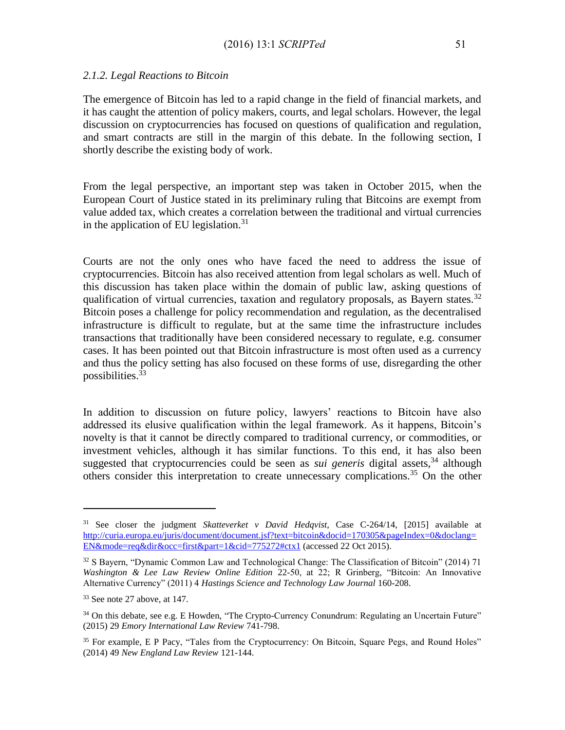### *2.1.2. Legal Reactions to Bitcoin*

The emergence of Bitcoin has led to a rapid change in the field of financial markets, and it has caught the attention of policy makers, courts, and legal scholars. However, the legal discussion on cryptocurrencies has focused on questions of qualification and regulation, and smart contracts are still in the margin of this debate. In the following section, I shortly describe the existing body of work.

From the legal perspective, an important step was taken in October 2015, when the European Court of Justice stated in its preliminary ruling that Bitcoins are exempt from value added tax, which creates a correlation between the traditional and virtual currencies in the application of EU legislation.[31]

Courts are not the only ones who have faced the need to address the issue of cryptocurrencies. Bitcoin has also received attention from legal scholars as well. Much of this discussion has taken place within the domain of public law, asking questions of qualification of virtual currencies, taxation and regulatory proposals, as Bayern states.[32] Bitcoin poses a challenge for policy recommendation and regulation, as the decentralised infrastructure is difficult to regulate, but at the same time the infrastructure includes transactions that traditionally have been considered necessary to regulate, e.g. consumer cases. It has been pointed out that Bitcoin infrastructure is most often used as a currency and thus the policy setting has also focused on these forms of use, disregarding the other possibilities.[33]

In addition to discussion on future policy, lawyers' reactions to Bitcoin have also addressed its elusive qualification within the legal framework. As it happens, Bitcoin's novelty is that it cannot be directly compared to traditional currency, or commodities, or investment vehicles, although it has similar functions. To this end, it has also been suggested that cryptocurrencies could be seen as *sui generis* digital assets,[34] although others consider this interpretation to create unnecessary complications.[35] On the other

---

[31] See closer the judgment *Skatteverket v David Hedqvist*, Case C-264/14, [2015] available at http://curia.europa.eu/juris/document/document.jsf?text=bitcoin&docid=170305&pageIndex=0&doclang=EN&mode=req&dir&occ=first&part=1&cid=775272#ctx1 (accessed 22 Oct 2015).

[32] S Bayern, "Dynamic Common Law and Technological Change: The Classification of Bitcoin" (2014) 71 *Washington & Lee Law Review Online Edition* 22-50, at 22; R Grinberg, "Bitcoin: An Innovative Alternative Currency" (2011) 4 *Hastings Science and Technology Law Journal* 160-208.

[33] See note 27 above, at 147.

[34] On this debate, see e.g. E Howden, "The Crypto-Currency Conundrum: Regulating an Uncertain Future" (2015) 29 *Emory International Law Review* 741-798.

[35] For example, E P Pacy, "Tales from the Cryptocurrency: On Bitcoin, Square Pegs, and Round Holes" (2014) 49 *New England Law Review* 121-144.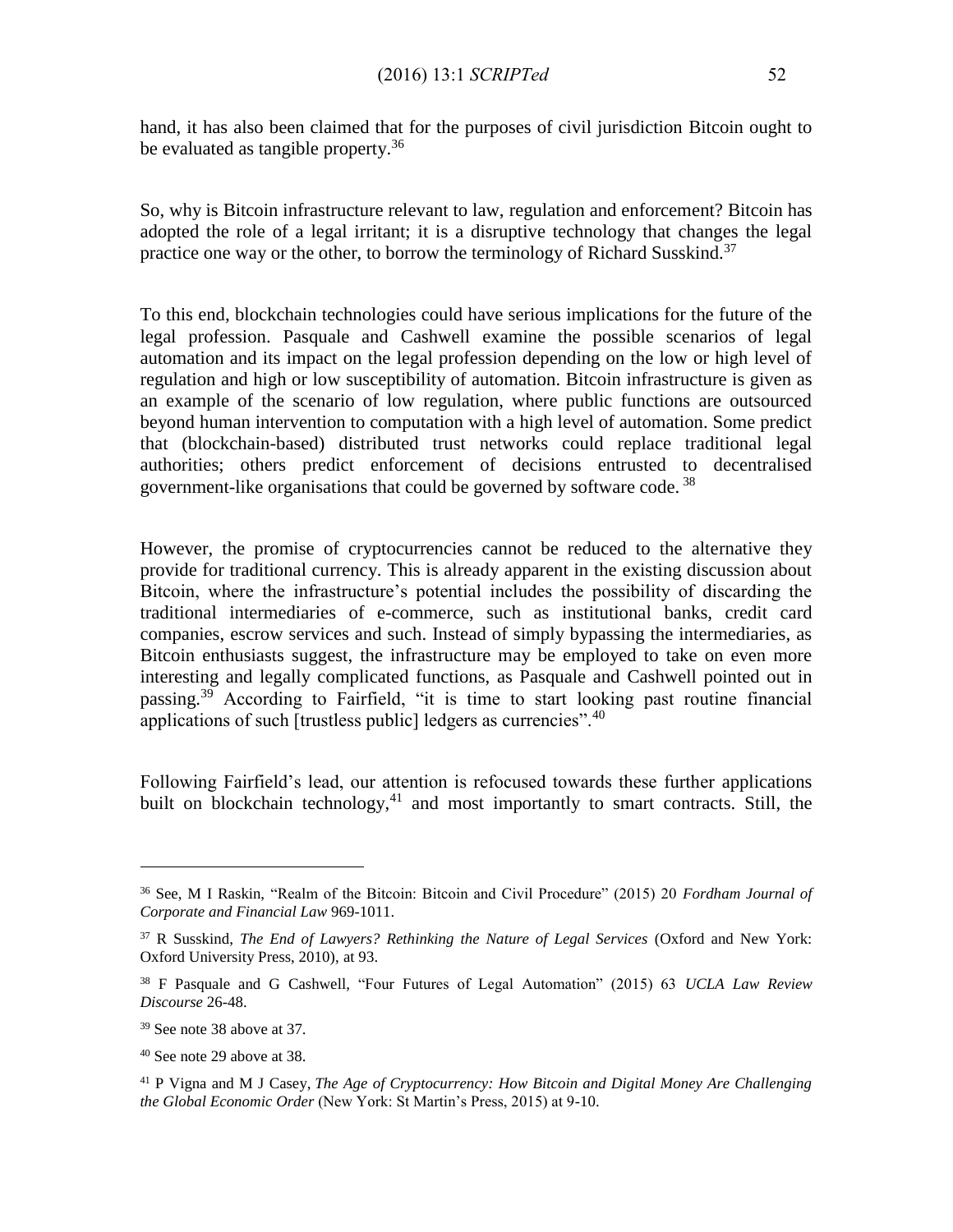hand, it has also been claimed that for the purposes of civil jurisdiction Bitcoin ought to be evaluated as tangible property.[36]

So, why is Bitcoin infrastructure relevant to law, regulation and enforcement? Bitcoin has adopted the role of a legal irritant; it is a disruptive technology that changes the legal practice one way or the other, to borrow the terminology of Richard Susskind.[37]

To this end, blockchain technologies could have serious implications for the future of the legal profession. Pasquale and Cashwell examine the possible scenarios of legal automation and its impact on the legal profession depending on the low or high level of regulation and high or low susceptibility of automation. Bitcoin infrastructure is given as an example of the scenario of low regulation, where public functions are outsourced beyond human intervention to computation with a high level of automation. Some predict that (blockchain-based) distributed trust networks could replace traditional legal authorities; others predict enforcement of decisions entrusted to decentralised government-like organisations that could be governed by software code.[38]

However, the promise of cryptocurrencies cannot be reduced to the alternative they provide for traditional currency. This is already apparent in the existing discussion about Bitcoin, where the infrastructure's potential includes the possibility of discarding the traditional intermediaries of e-commerce, such as institutional banks, credit card companies, escrow services and such. Instead of simply bypassing the intermediaries, as Bitcoin enthusiasts suggest, the infrastructure may be employed to take on even more interesting and legally complicated functions, as Pasquale and Cashwell pointed out in passing.[39] According to Fairfield, "it is time to start looking past routine financial applications of such [trustless public] ledgers as currencies".[40]

Following Fairfield's lead, our attention is refocused towards these further applications built on blockchain technology,[41] and most importantly to smart contracts. Still, the

---

[36] See, M I Raskin, "Realm of the Bitcoin: Bitcoin and Civil Procedure" (2015) 20 *Fordham Journal of Corporate and Financial Law* 969-1011.

[37] R Susskind, *The End of Lawyers? Rethinking the Nature of Legal Services* (Oxford and New York: Oxford University Press, 2010), at 93.

[38] F Pasquale and G Cashwell, "Four Futures of Legal Automation" (2015) 63 *UCLA Law Review Discourse* 26-48.

[39] See note 38 above at 37.

[40] See note 29 above at 38.

[41] P Vigna and M J Casey, *The Age of Cryptocurrency: How Bitcoin and Digital Money Are Challenging the Global Economic Order* (New York: St Martin's Press, 2015) at 9-10.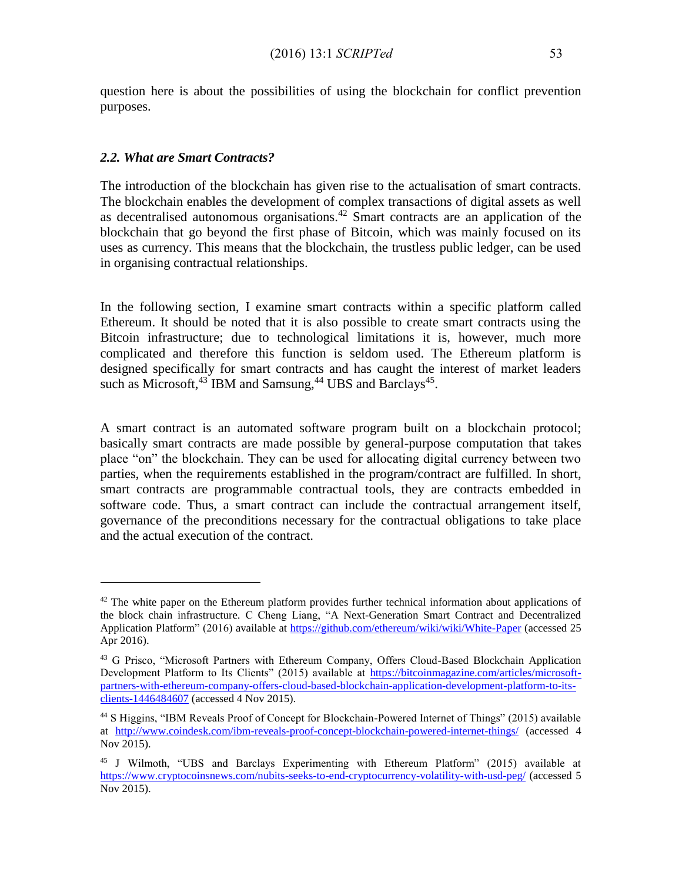question here is about the possibilities of using the blockchain for conflict prevention purposes.

### *2.2. What are Smart Contracts?*

The introduction of the blockchain has given rise to the actualisation of smart contracts. The blockchain enables the development of complex transactions of digital assets as well as decentralised autonomous organisations.[42] Smart contracts are an application of the blockchain that go beyond the first phase of Bitcoin, which was mainly focused on its uses as currency. This means that the blockchain, the trustless public ledger, can be used in organising contractual relationships.

In the following section, I examine smart contracts within a specific platform called Ethereum. It should be noted that it is also possible to create smart contracts using the Bitcoin infrastructure; due to technological limitations it is, however, much more complicated and therefore this function is seldom used. The Ethereum platform is designed specifically for smart contracts and has caught the interest of market leaders such as Microsoft,[43] IBM and Samsung,[44] UBS and Barclays[45].

A smart contract is an automated software program built on a blockchain protocol; basically smart contracts are made possible by general-purpose computation that takes place "on" the blockchain. They can be used for allocating digital currency between two parties, when the requirements established in the program/contract are fulfilled. In short, smart contracts are programmable contractual tools, they are contracts embedded in software code. Thus, a smart contract can include the contractual arrangement itself, governance of the preconditions necessary for the contractual obligations to take place and the actual execution of the contract.

---

[42] The white paper on the Ethereum platform provides further technical information about applications of the block chain infrastructure. C Cheng Liang, "A Next-Generation Smart Contract and Decentralized Application Platform" (2016) available at https://github.com/ethereum/wiki/wiki/White-Paper (accessed 25 Apr 2016).

[43] G Prisco, "Microsoft Partners with Ethereum Company, Offers Cloud-Based Blockchain Application Development Platform to Its Clients" (2015) available at https://bitcoinmagazine.com/articles/microsoft-partners-with-ethereum-company-offers-cloud-based-blockchain-application-development-platform-to-its-clients-1446484607 (accessed 4 Nov 2015).

[44] S Higgins, "IBM Reveals Proof of Concept for Blockchain-Powered Internet of Things" (2015) available at http://www.coindesk.com/ibm-reveals-proof-concept-blockchain-powered-internet-things/ (accessed 4 Nov 2015).

[45] J Wilmoth, "UBS and Barclays Experimenting with Ethereum Platform" (2015) available at https://www.cryptocoinsnews.com/nubits-seeks-to-end-cryptocurrency-volatility-with-usd-peg/ (accessed 5 Nov 2015).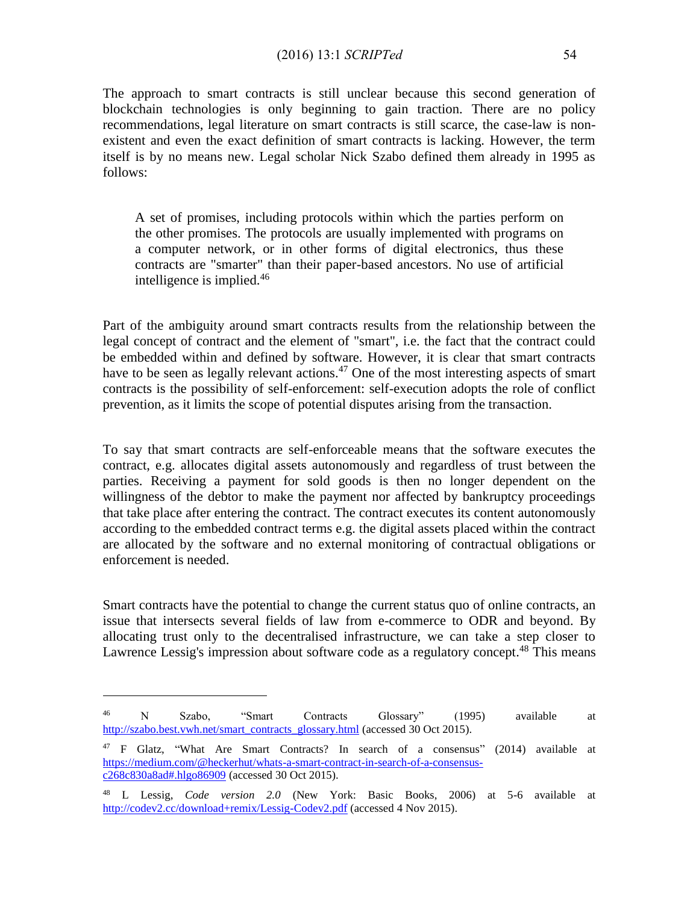The approach to smart contracts is still unclear because this second generation of blockchain technologies is only beginning to gain traction. There are no policy recommendations, legal literature on smart contracts is still scarce, the case-law is non-existent and even the exact definition of smart contracts is lacking. However, the term itself is by no means new. Legal scholar Nick Szabo defined them already in 1995 as follows:

> A set of promises, including protocols within which the parties perform on the other promises. The protocols are usually implemented with programs on a computer network, or in other forms of digital electronics, thus these contracts are "smarter" than their paper-based ancestors. No use of artificial intelligence is implied.[46]

Part of the ambiguity around smart contracts results from the relationship between the legal concept of contract and the element of "smart", i.e. the fact that the contract could be embedded within and defined by software. However, it is clear that smart contracts have to be seen as legally relevant actions.[47] One of the most interesting aspects of smart contracts is the possibility of self-enforcement: self-execution adopts the role of conflict prevention, as it limits the scope of potential disputes arising from the transaction.

To say that smart contracts are self-enforceable means that the software executes the contract, e.g. allocates digital assets autonomously and regardless of trust between the parties. Receiving a payment for sold goods is then no longer dependent on the willingness of the debtor to make the payment nor affected by bankruptcy proceedings that take place after entering the contract. The contract executes its content autonomously according to the embedded contract terms e.g. the digital assets placed within the contract are allocated by the software and no external monitoring of contractual obligations or enforcement is needed.

Smart contracts have the potential to change the current status quo of online contracts, an issue that intersects several fields of law from e-commerce to ODR and beyond. By allocating trust only to the decentralised infrastructure, we can take a step closer to Lawrence Lessig's impression about software code as a regulatory concept.[48] This means

---

[46] N Szabo, "Smart Contracts Glossary" (1995) available at http://szabo.best.vwh.net/smart_contracts_glossary.html (accessed 30 Oct 2015).

[47] F Glatz, "What Are Smart Contracts? In search of a consensus" (2014) available at https://medium.com/@heckerhut/whats-a-smart-contract-in-search-of-a-consensus-c268c830a8ad#.hlgo86909 (accessed 30 Oct 2015).

[48] L Lessig, *Code version 2.0* (New York: Basic Books, 2006) at 5-6 available at http://codev2.cc/download+remix/Lessig-Codev2.pdf (accessed 4 Nov 2015).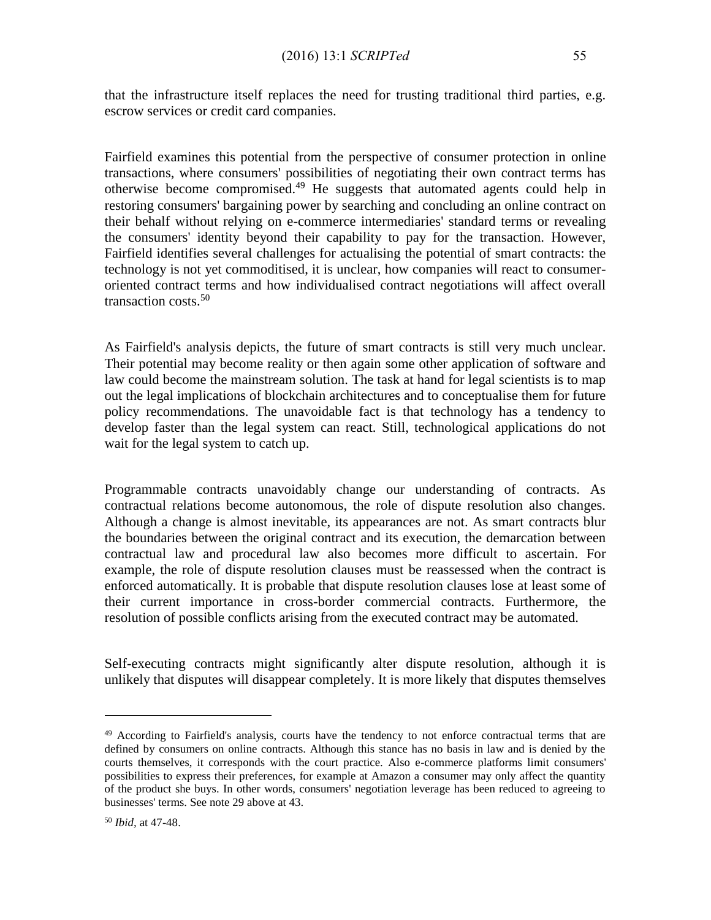that the infrastructure itself replaces the need for trusting traditional third parties, e.g. escrow services or credit card companies.

Fairfield examines this potential from the perspective of consumer protection in online transactions, where consumers' possibilities of negotiating their own contract terms has otherwise become compromised.[49] He suggests that automated agents could help in restoring consumers' bargaining power by searching and concluding an online contract on their behalf without relying on e-commerce intermediaries' standard terms or revealing the consumers' identity beyond their capability to pay for the transaction. However, Fairfield identifies several challenges for actualising the potential of smart contracts: the technology is not yet commoditised, it is unclear, how companies will react to consumer-oriented contract terms and how individualised contract negotiations will affect overall transaction costs.[50]

As Fairfield's analysis depicts, the future of smart contracts is still very much unclear. Their potential may become reality or then again some other application of software and law could become the mainstream solution. The task at hand for legal scientists is to map out the legal implications of blockchain architectures and to conceptualise them for future policy recommendations. The unavoidable fact is that technology has a tendency to develop faster than the legal system can react. Still, technological applications do not wait for the legal system to catch up.

Programmable contracts unavoidably change our understanding of contracts. As contractual relations become autonomous, the role of dispute resolution also changes. Although a change is almost inevitable, its appearances are not. As smart contracts blur the boundaries between the original contract and its execution, the demarcation between contractual law and procedural law also becomes more difficult to ascertain. For example, the role of dispute resolution clauses must be reassessed when the contract is enforced automatically. It is probable that dispute resolution clauses lose at least some of their current importance in cross-border commercial contracts. Furthermore, the resolution of possible conflicts arising from the executed contract may be automated.

Self-executing contracts might significantly alter dispute resolution, although it is unlikely that disputes will disappear completely. It is more likely that disputes themselves

---

[49] According to Fairfield's analysis, courts have the tendency to not enforce contractual terms that are defined by consumers on online contracts. Although this stance has no basis in law and is denied by the courts themselves, it corresponds with the court practice. Also e-commerce platforms limit consumers' possibilities to express their preferences, for example at Amazon a consumer may only affect the quantity of the product she buys. In other words, consumers' negotiation leverage has been reduced to agreeing to businesses' terms. See note 29 above at 43.

[50] *Ibid*, at 47-48.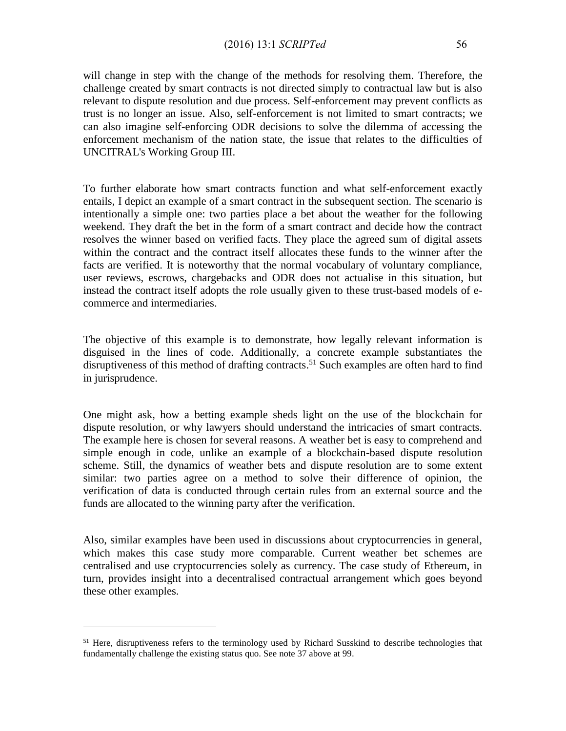will change in step with the change of the methods for resolving them. Therefore, the challenge created by smart contracts is not directed simply to contractual law but is also relevant to dispute resolution and due process. Self-enforcement may prevent conflicts as trust is no longer an issue. Also, self-enforcement is not limited to smart contracts; we can also imagine self-enforcing ODR decisions to solve the dilemma of accessing the enforcement mechanism of the nation state, the issue that relates to the difficulties of UNCITRAL's Working Group III.

To further elaborate how smart contracts function and what self-enforcement exactly entails, I depict an example of a smart contract in the subsequent section. The scenario is intentionally a simple one: two parties place a bet about the weather for the following weekend. They draft the bet in the form of a smart contract and decide how the contract resolves the winner based on verified facts. They place the agreed sum of digital assets within the contract and the contract itself allocates these funds to the winner after the facts are verified. It is noteworthy that the normal vocabulary of voluntary compliance, user reviews, escrows, chargebacks and ODR does not actualise in this situation, but instead the contract itself adopts the role usually given to these trust-based models of e-commerce and intermediaries.

The objective of this example is to demonstrate, how legally relevant information is disguised in the lines of code. Additionally, a concrete example substantiates the disruptiveness of this method of drafting contracts.[51] Such examples are often hard to find in jurisprudence.

One might ask, how a betting example sheds light on the use of the blockchain for dispute resolution, or why lawyers should understand the intricacies of smart contracts. The example here is chosen for several reasons. A weather bet is easy to comprehend and simple enough in code, unlike an example of a blockchain-based dispute resolution scheme. Still, the dynamics of weather bets and dispute resolution are to some extent similar: two parties agree on a method to solve their difference of opinion, the verification of data is conducted through certain rules from an external source and the funds are allocated to the winning party after the verification.

Also, similar examples have been used in discussions about cryptocurrencies in general, which makes this case study more comparable. Current weather bet schemes are centralised and use cryptocurrencies solely as currency. The case study of Ethereum, in turn, provides insight into a decentralised contractual arrangement which goes beyond these other examples.

---

[51] Here, disruptiveness refers to the terminology used by Richard Susskind to describe technologies that fundamentally challenge the existing status quo. See note 37 above at 99.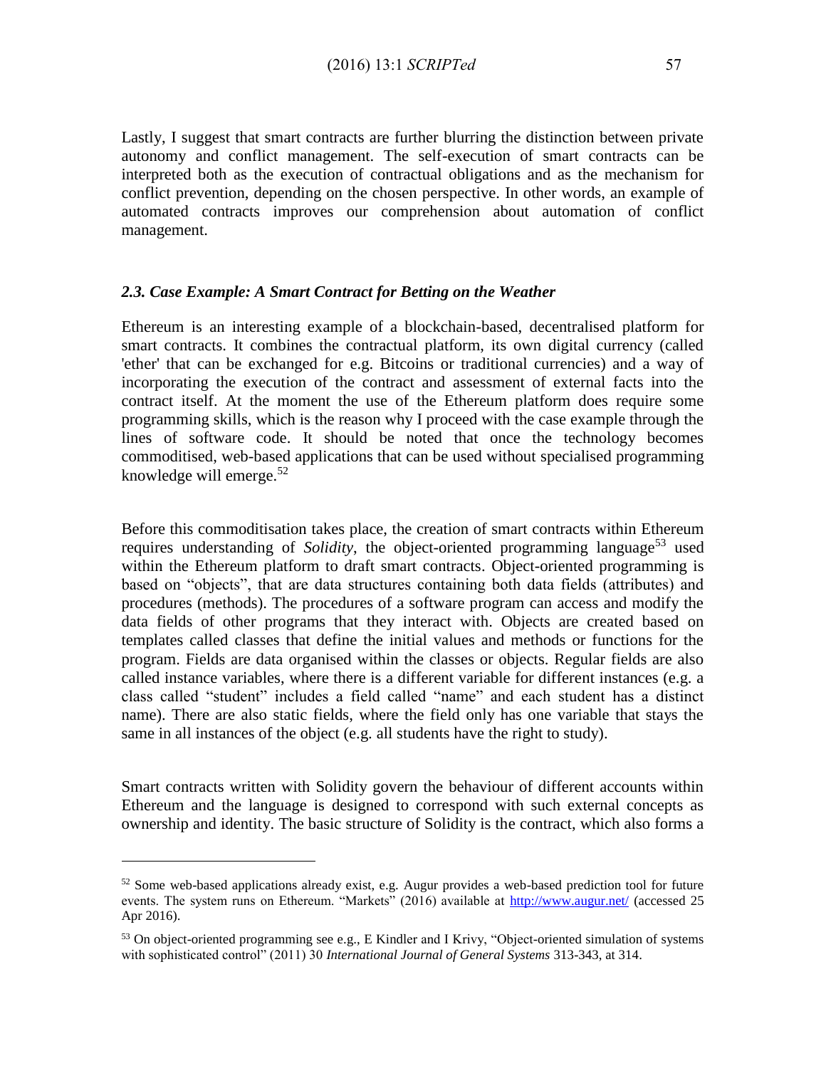Lastly, I suggest that smart contracts are further blurring the distinction between private autonomy and conflict management. The self-execution of smart contracts can be interpreted both as the execution of contractual obligations and as the mechanism for conflict prevention, depending on the chosen perspective. In other words, an example of automated contracts improves our comprehension about automation of conflict management.

### *2.3. Case Example: A Smart Contract for Betting on the Weather*

Ethereum is an interesting example of a blockchain-based, decentralised platform for smart contracts. It combines the contractual platform, its own digital currency (called 'ether' that can be exchanged for e.g. Bitcoins or traditional currencies) and a way of incorporating the execution of the contract and assessment of external facts into the contract itself. At the moment the use of the Ethereum platform does require some programming skills, which is the reason why I proceed with the case example through the lines of software code. It should be noted that once the technology becomes commoditised, web-based applications that can be used without specialised programming knowledge will emerge.[52]

Before this commoditisation takes place, the creation of smart contracts within Ethereum requires understanding of *Solidity*, the object-oriented programming language[53] used within the Ethereum platform to draft smart contracts. Object-oriented programming is based on "objects", that are data structures containing both data fields (attributes) and procedures (methods). The procedures of a software program can access and modify the data fields of other programs that they interact with. Objects are created based on templates called classes that define the initial values and methods or functions for the program. Fields are data organised within the classes or objects. Regular fields are also called instance variables, where there is a different variable for different instances (e.g. a class called "student" includes a field called "name" and each student has a distinct name). There are also static fields, where the field only has one variable that stays the same in all instances of the object (e.g. all students have the right to study).

Smart contracts written with Solidity govern the behaviour of different accounts within Ethereum and the language is designed to correspond with such external concepts as ownership and identity. The basic structure of Solidity is the contract, which also forms a

---

[52] Some web-based applications already exist, e.g. Augur provides a web-based prediction tool for future events. The system runs on Ethereum. "Markets" (2016) available at http://www.augur.net/ (accessed 25 Apr 2016).

[53] On object-oriented programming see e.g., E Kindler and I Krivy, "Object-oriented simulation of systems with sophisticated control" (2011) 30 *International Journal of General Systems* 313-343, at 314.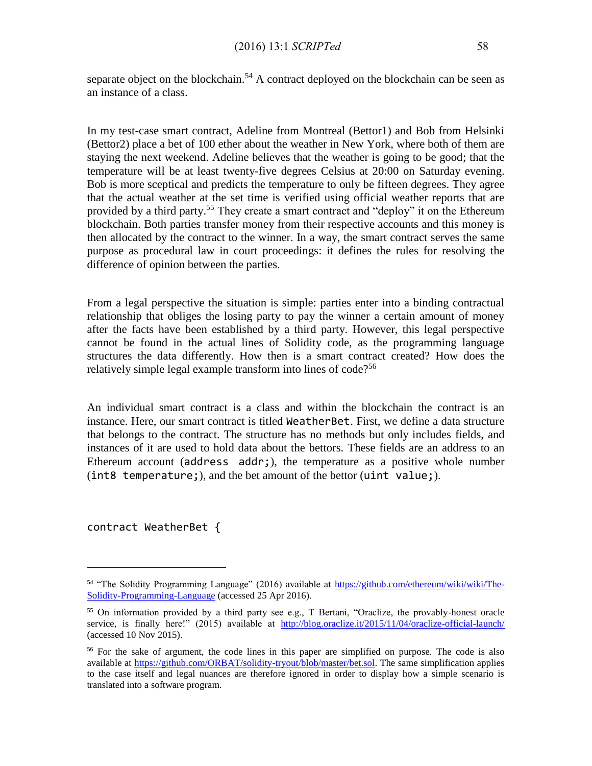separate object on the blockchain.[54] A contract deployed on the blockchain can be seen as an instance of a class.

In my test-case smart contract, Adeline from Montreal (Bettor1) and Bob from Helsinki (Bettor2) place a bet of 100 ether about the weather in New York, where both of them are staying the next weekend. Adeline believes that the weather is going to be good; that the temperature will be at least twenty-five degrees Celsius at 20:00 on Saturday evening. Bob is more sceptical and predicts the temperature to only be fifteen degrees. They agree that the actual weather at the set time is verified using official weather reports that are provided by a third party.[55] They create a smart contract and "deploy" it on the Ethereum blockchain. Both parties transfer money from their respective accounts and this money is then allocated by the contract to the winner. In a way, the smart contract serves the same purpose as procedural law in court proceedings: it defines the rules for resolving the difference of opinion between the parties.

From a legal perspective the situation is simple: parties enter into a binding contractual relationship that obliges the losing party to pay the winner a certain amount of money after the facts have been established by a third party. However, this legal perspective cannot be found in the actual lines of Solidity code, as the programming language structures the data differently. How then is a smart contract created? How does the relatively simple legal example transform into lines of code?[56]

An individual smart contract is a class and within the blockchain the contract is an instance. Here, our smart contract is titled `WeatherBet`. First, we define a data structure that belongs to the contract. The structure has no methods but only includes fields, and instances of it are used to hold data about the bettors. These fields are an address to an Ethereum account (`address addr;`), the temperature as a positive whole number (`int8 temperature;`), and the bet amount of the bettor (`uint value;`).

```
contract WeatherBet {
```

---

[54] "The Solidity Programming Language" (2016) available at https://github.com/ethereum/wiki/wiki/The-Solidity-Programming-Language (accessed 25 Apr 2016).

[55] On information provided by a third party see e.g., T Bertani, "Oraclize, the provably-honest oracle service, is finally here!" (2015) available at http://blog.oraclize.it/2015/11/04/oraclize-official-launch/ (accessed 10 Nov 2015).

[56] For the sake of argument, the code lines in this paper are simplified on purpose. The code is also available at https://github.com/ORBAT/solidity-tryout/blob/master/bet.sol. The same simplification applies to the case itself and legal nuances are therefore ignored in order to display how a simple scenario is translated into a software program.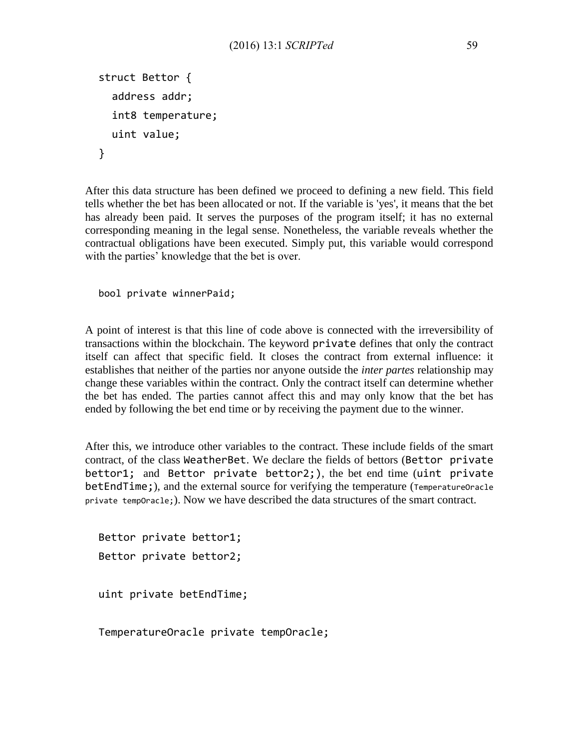```
struct Bettor {
  address addr;
  int8 temperature;
  uint value;
}
```

After this data structure has been defined we proceed to defining a new field. This field tells whether the bet has been allocated or not. If the variable is 'yes', it means that the bet has already been paid. It serves the purposes of the program itself; it has no external corresponding meaning in the legal sense. Nonetheless, the variable reveals whether the contractual obligations have been executed. Simply put, this variable would correspond with the parties' knowledge that the bet is over.

```
bool private winnerPaid;
```

A point of interest is that this line of code above is connected with the irreversibility of transactions within the blockchain. The keyword `private` defines that only the contract itself can affect that specific field. It closes the contract from external influence: it establishes that neither of the parties nor anyone outside the *inter partes* relationship may change these variables within the contract. Only the contract itself can determine whether the bet has ended. The parties cannot affect this and may only know that the bet has ended by following the bet end time or by receiving the payment due to the winner.

After this, we introduce other variables to the contract. These include fields of the smart contract, of the class `WeatherBet`. We declare the fields of bettors (`Bettor private bettor1;` and `Bettor private bettor2;`), the bet end time (`uint private betEndTime;`), and the external source for verifying the temperature (`TemperatureOracle private tempOracle;`). Now we have described the data structures of the smart contract.

```
Bettor private bettor1;
Bettor private bettor2;

uint private betEndTime;

TemperatureOracle private tempOracle;
```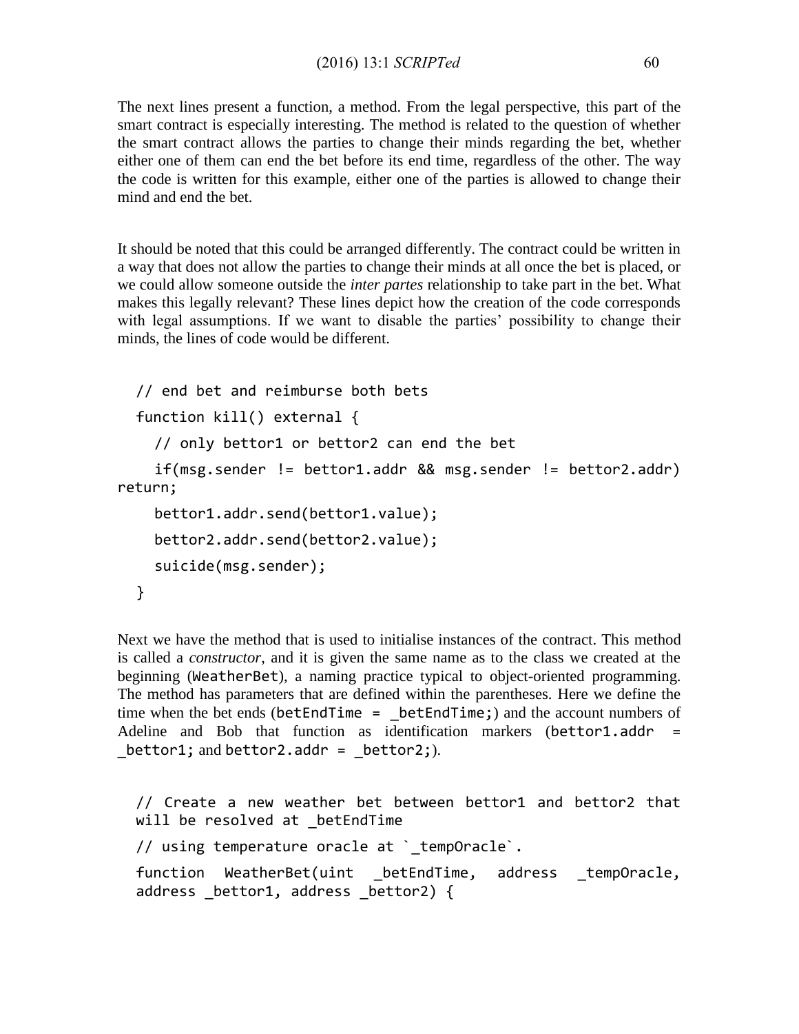The next lines present a function, a method. From the legal perspective, this part of the smart contract is especially interesting. The method is related to the question of whether the smart contract allows the parties to change their minds regarding the bet, whether either one of them can end the bet before its end time, regardless of the other. The way the code is written for this example, either one of the parties is allowed to change their mind and end the bet.

It should be noted that this could be arranged differently. The contract could be written in a way that does not allow the parties to change their minds at all once the bet is placed, or we could allow someone outside the *inter partes* relationship to take part in the bet. What makes this legally relevant? These lines depict how the creation of the code corresponds with legal assumptions. If we want to disable the parties' possibility to change their minds, the lines of code would be different.

```
// end bet and reimburse both bets
function kill() external {
  // only bettor1 or bettor2 can end the bet
  if(msg.sender != bettor1.addr && msg.sender != bettor2.addr)
return;
  bettor1.addr.send(bettor1.value);
  bettor2.addr.send(bettor2.value);
  suicide(msg.sender);
}
```

Next we have the method that is used to initialise instances of the contract. This method is called a *constructor*, and it is given the same name as to the class we created at the beginning (`WeatherBet`), a naming practice typical to object-oriented programming. The method has parameters that are defined within the parentheses. Here we define the time when the bet ends (`betEndTime = _betEndTime;`) and the account numbers of Adeline and Bob that function as identification markers (`bettor1.addr = _bettor1;` and `bettor2.addr = _bettor2;`).

```
// Create a new weather bet between bettor1 and bettor2 that
will be resolved at _betEndTime
// using temperature oracle at `_tempOracle`.
function WeatherBet(uint _betEndTime, address _tempOracle,
address _bettor1, address _bettor2) {
```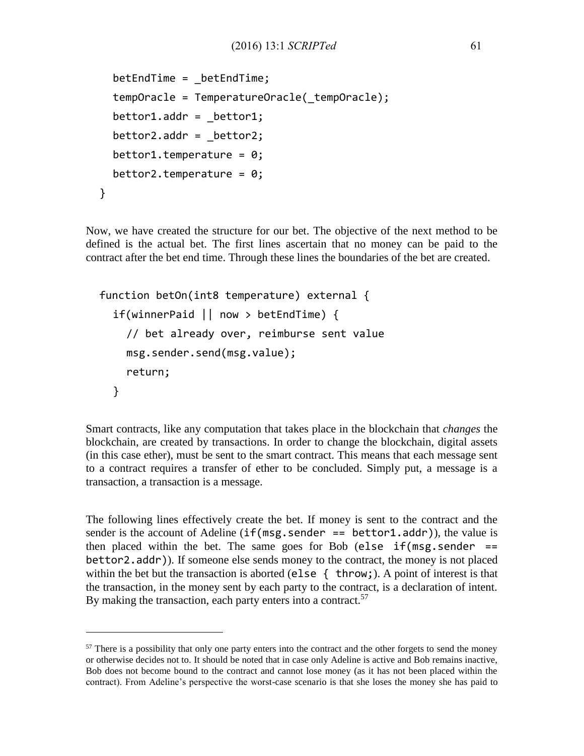```
    betEndTime = _betEndTime;
    tempOracle = TemperatureOracle(_tempOracle);
    bettor1.addr = _bettor1;
    bettor2.addr = _bettor2;
    bettor1.temperature = 0;
    bettor2.temperature = 0;
  }
```

Now, we have created the structure for our bet. The objective of the next method to be defined is the actual bet. The first lines ascertain that no money can be paid to the contract after the bet end time. Through these lines the boundaries of the bet are created.

```
  function betOn(int8 temperature) external {
    if(winnerPaid || now > betEndTime) {
      // bet already over, reimburse sent value
      msg.sender.send(msg.value);
      return;
    }
```

Smart contracts, like any computation that takes place in the blockchain that *changes* the blockchain, are created by transactions. In order to change the blockchain, digital assets (in this case ether), must be sent to the smart contract. This means that each message sent to a contract requires a transfer of ether to be concluded. Simply put, a message is a transaction, a transaction is a message.

The following lines effectively create the bet. If money is sent to the contract and the sender is the account of Adeline (`if(msg.sender == bettor1.addr)`), the value is then placed within the bet. The same goes for Bob (`else if(msg.sender == bettor2.addr)`). If someone else sends money to the contract, the money is not placed within the bet but the transaction is aborted (`else { throw;`). A point of interest is that the transaction, in the money sent by each party to the contract, is a declaration of intent. By making the transaction, each party enters into a contract.[57]

[57] There is a possibility that only one party enters into the contract and the other forgets to send the money or otherwise decides not to. It should be noted that in case only Adeline is active and Bob remains inactive, Bob does not become bound to the contract and cannot lose money (as it has not been placed within the contract). From Adeline's perspective the worst-case scenario is that she loses the money she has paid to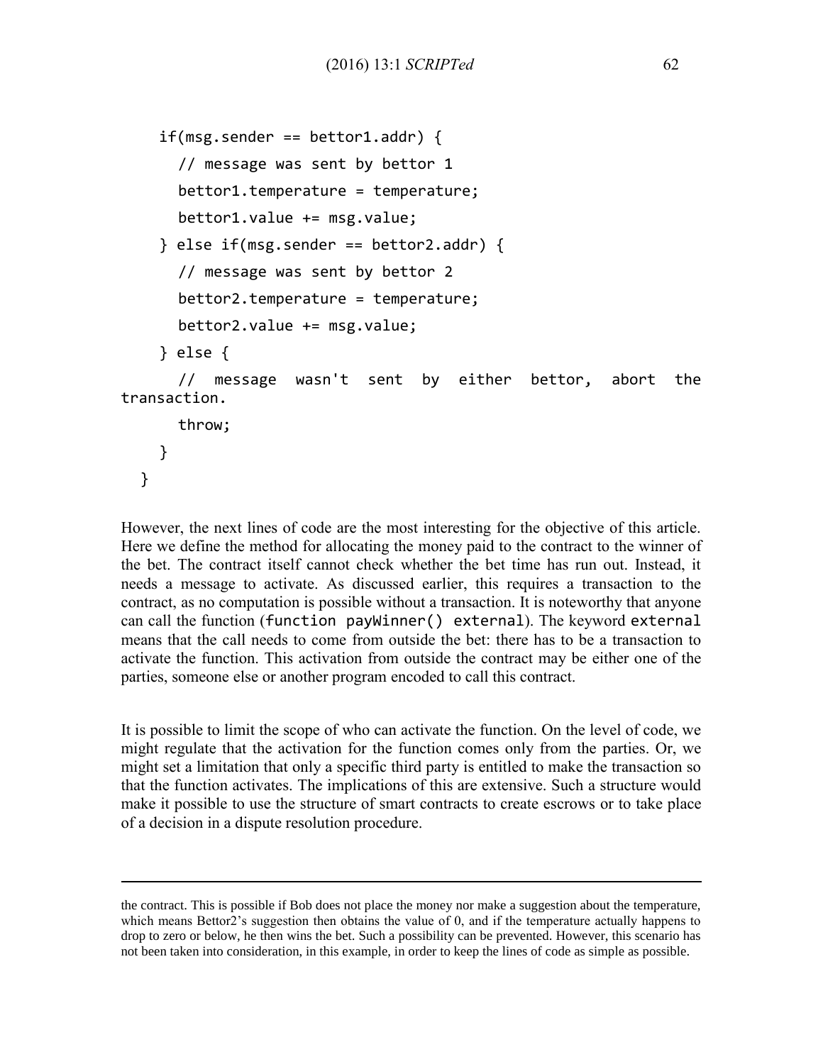```
    if(msg.sender == bettor1.addr) {
      // message was sent by bettor 1
      bettor1.temperature = temperature;
      bettor1.value += msg.value;
    } else if(msg.sender == bettor2.addr) {
      // message was sent by bettor 2
      bettor2.temperature = temperature;
      bettor2.value += msg.value;
    } else {
      // message wasn't sent by either bettor, abort the transaction.
      throw;
    }
  }
```

However, the next lines of code are the most interesting for the objective of this article. Here we define the method for allocating the money paid to the contract to the winner of the bet. The contract itself cannot check whether the bet time has run out. Instead, it needs a message to activate. As discussed earlier, this requires a transaction to the contract, as no computation is possible without a transaction. It is noteworthy that anyone can call the function (`function payWinner() external`). The keyword `external` means that the call needs to come from outside the bet: there has to be a transaction to activate the function. This activation from outside the contract may be either one of the parties, someone else or another program encoded to call this contract.

It is possible to limit the scope of who can activate the function. On the level of code, we might regulate that the activation for the function comes only from the parties. Or, we might set a limitation that only a specific third party is entitled to make the transaction so that the function activates. The implications of this are extensive. Such a structure would make it possible to use the structure of smart contracts to create escrows or to take place of a decision in a dispute resolution procedure.

---

the contract. This is possible if Bob does not place the money nor make a suggestion about the temperature, which means Bettor2's suggestion then obtains the value of 0, and if the temperature actually happens to drop to zero or below, he then wins the bet. Such a possibility can be prevented. However, this scenario has not been taken into consideration, in this example, in order to keep the lines of code as simple as possible.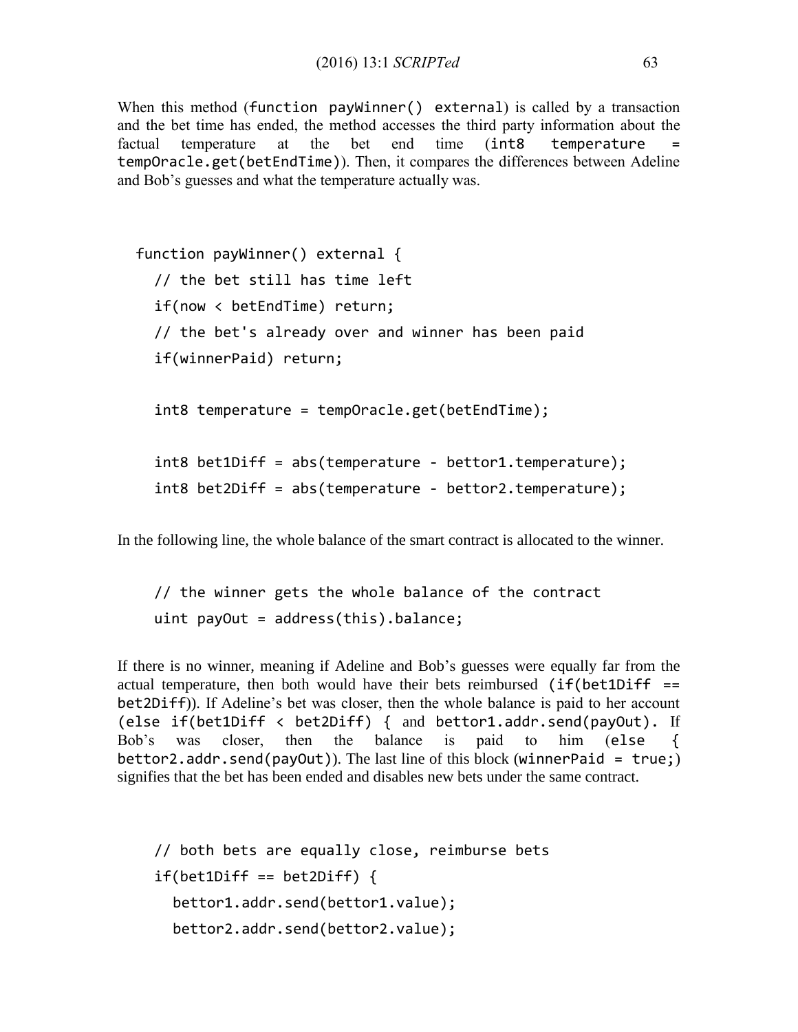When this method (`function payWinner() external`) is called by a transaction and the bet time has ended, the method accesses the third party information about the factual temperature at the bet end time (`int8 temperature = tempOracle.get(betEndTime)`). Then, it compares the differences between Adeline and Bob's guesses and what the temperature actually was.

```
function payWinner() external {
  // the bet still has time left
  if(now < betEndTime) return;
  // the bet's already over and winner has been paid
  if(winnerPaid) return;

  int8 temperature = tempOracle.get(betEndTime);

  int8 bet1Diff = abs(temperature - bettor1.temperature);
  int8 bet2Diff = abs(temperature - bettor2.temperature);
```

In the following line, the whole balance of the smart contract is allocated to the winner.

```
  // the winner gets the whole balance of the contract
  uint payOut = address(this).balance;
```

If there is no winner, meaning if Adeline and Bob's guesses were equally far from the actual temperature, then both would have their bets reimbursed (`if(bet1Diff == bet2Diff)`). If Adeline's bet was closer, then the whole balance is paid to her account (`else if(bet1Diff < bet2Diff) {` and `bettor1.addr.send(payOut).` If Bob's was closer, then the balance is paid to him (`else { bettor2.addr.send(payOut)`). The last line of this block (`winnerPaid = true;`) signifies that the bet has been ended and disables new bets under the same contract.

```
  // both bets are equally close, reimburse bets
  if(bet1Diff == bet2Diff) {
    bettor1.addr.send(bettor1.value);
    bettor2.addr.send(bettor2.value);
```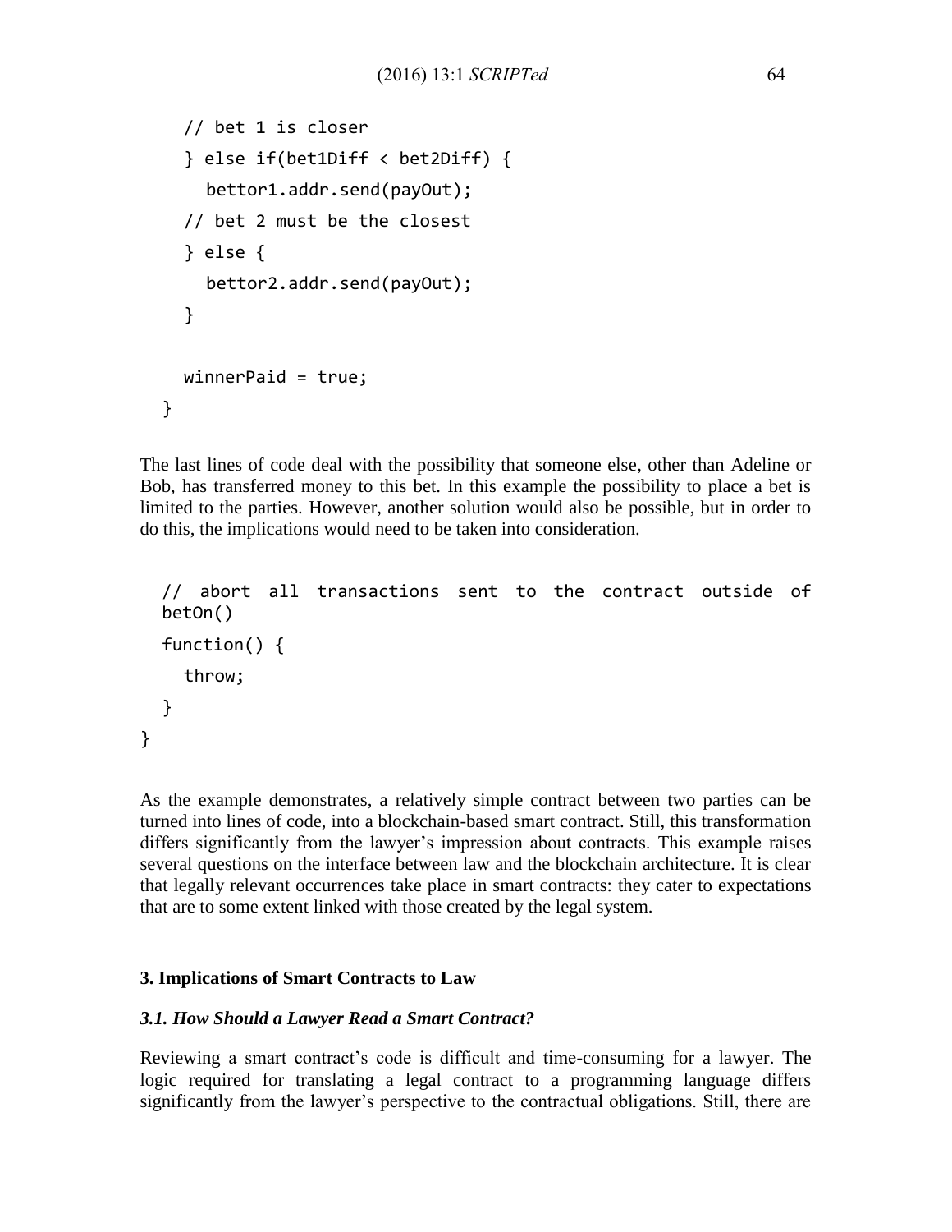```
    // bet 1 is closer
    } else if(bet1Diff < bet2Diff) {
      bettor1.addr.send(payOut);
    // bet 2 must be the closest
    } else {
      bettor2.addr.send(payOut);
    }

    winnerPaid = true;
  }
```

The last lines of code deal with the possibility that someone else, other than Adeline or Bob, has transferred money to this bet. In this example the possibility to place a bet is limited to the parties. However, another solution would also be possible, but in order to do this, the implications would need to be taken into consideration.

```
  // abort all transactions sent to the contract outside of
  betOn()
  function() {
    throw;
  }
}
```

As the example demonstrates, a relatively simple contract between two parties can be turned into lines of code, into a blockchain-based smart contract. Still, this transformation differs significantly from the lawyer's impression about contracts. This example raises several questions on the interface between law and the blockchain architecture. It is clear that legally relevant occurrences take place in smart contracts: they cater to expectations that are to some extent linked with those created by the legal system.

## 3. Implications of Smart Contracts to Law

### *3.1. How Should a Lawyer Read a Smart Contract?*

Reviewing a smart contract's code is difficult and time-consuming for a lawyer. The logic required for translating a legal contract to a programming language differs significantly from the lawyer's perspective to the contractual obligations. Still, there are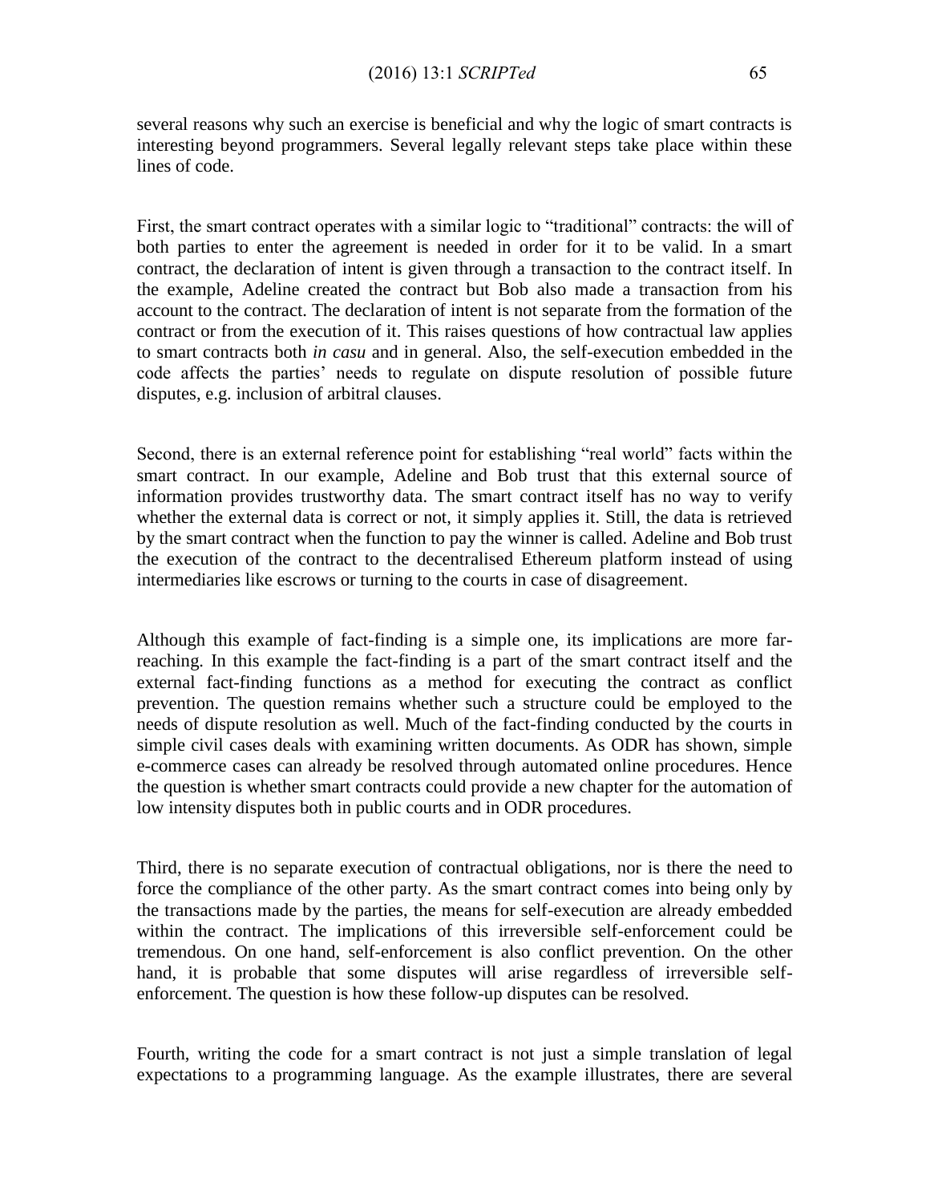several reasons why such an exercise is beneficial and why the logic of smart contracts is interesting beyond programmers. Several legally relevant steps take place within these lines of code.

First, the smart contract operates with a similar logic to "traditional" contracts: the will of both parties to enter the agreement is needed in order for it to be valid. In a smart contract, the declaration of intent is given through a transaction to the contract itself. In the example, Adeline created the contract but Bob also made a transaction from his account to the contract. The declaration of intent is not separate from the formation of the contract or from the execution of it. This raises questions of how contractual law applies to smart contracts both *in casu* and in general. Also, the self-execution embedded in the code affects the parties' needs to regulate on dispute resolution of possible future disputes, e.g. inclusion of arbitral clauses.

Second, there is an external reference point for establishing "real world" facts within the smart contract. In our example, Adeline and Bob trust that this external source of information provides trustworthy data. The smart contract itself has no way to verify whether the external data is correct or not, it simply applies it. Still, the data is retrieved by the smart contract when the function to pay the winner is called. Adeline and Bob trust the execution of the contract to the decentralised Ethereum platform instead of using intermediaries like escrows or turning to the courts in case of disagreement.

Although this example of fact-finding is a simple one, its implications are more far-reaching. In this example the fact-finding is a part of the smart contract itself and the external fact-finding functions as a method for executing the contract as conflict prevention. The question remains whether such a structure could be employed to the needs of dispute resolution as well. Much of the fact-finding conducted by the courts in simple civil cases deals with examining written documents. As ODR has shown, simple e-commerce cases can already be resolved through automated online procedures. Hence the question is whether smart contracts could provide a new chapter for the automation of low intensity disputes both in public courts and in ODR procedures.

Third, there is no separate execution of contractual obligations, nor is there the need to force the compliance of the other party. As the smart contract comes into being only by the transactions made by the parties, the means for self-execution are already embedded within the contract. The implications of this irreversible self-enforcement could be tremendous. On one hand, self-enforcement is also conflict prevention. On the other hand, it is probable that some disputes will arise regardless of irreversible self-enforcement. The question is how these follow-up disputes can be resolved.

Fourth, writing the code for a smart contract is not just a simple translation of legal expectations to a programming language. As the example illustrates, there are several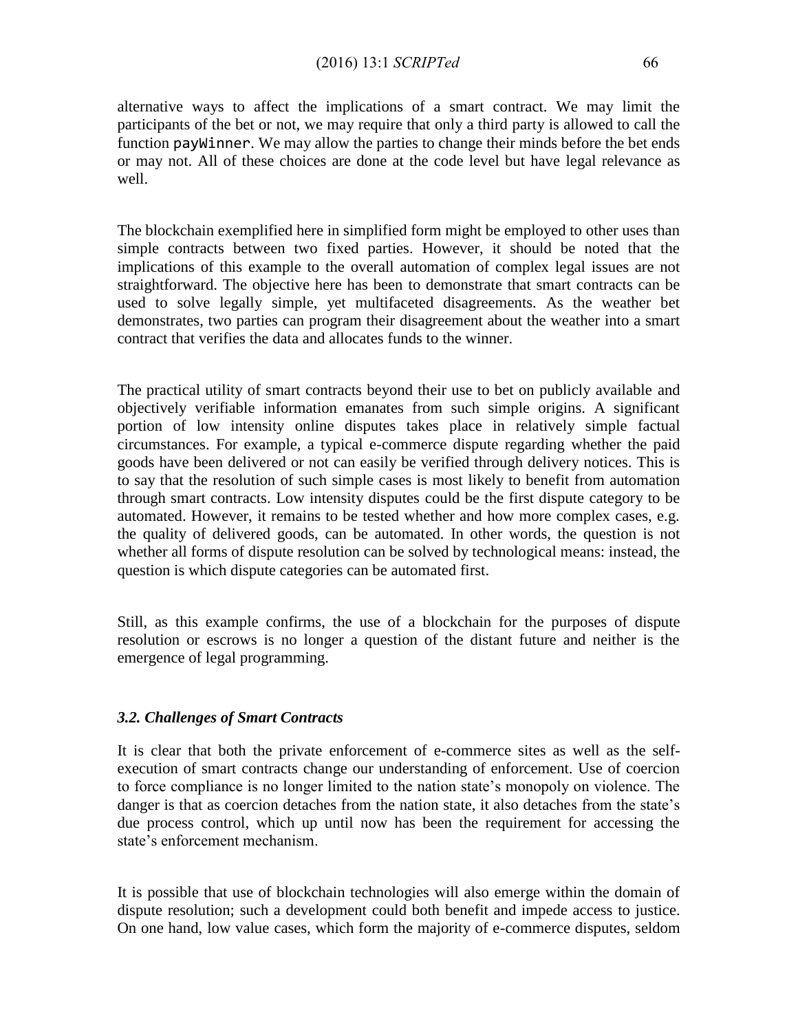alternative ways to affect the implications of a smart contract. We may limit the participants of the bet or not, we may require that only a third party is allowed to call the function `payWinner`. We may allow the parties to change their minds before the bet ends or may not. All of these choices are done at the code level but have legal relevance as well.

The blockchain exemplified here in simplified form might be employed to other uses than simple contracts between two fixed parties. However, it should be noted that the implications of this example to the overall automation of complex legal issues are not straightforward. The objective here has been to demonstrate that smart contracts can be used to solve legally simple, yet multifaceted disagreements. As the weather bet demonstrates, two parties can program their disagreement about the weather into a smart contract that verifies the data and allocates funds to the winner.

The practical utility of smart contracts beyond their use to bet on publicly available and objectively verifiable information emanates from such simple origins. A significant portion of low intensity online disputes takes place in relatively simple factual circumstances. For example, a typical e-commerce dispute regarding whether the paid goods have been delivered or not can easily be verified through delivery notices. This is to say that the resolution of such simple cases is most likely to benefit from automation through smart contracts. Low intensity disputes could be the first dispute category to be automated. However, it remains to be tested whether and how more complex cases, e.g. the quality of delivered goods, can be automated. In other words, the question is not whether all forms of dispute resolution can be solved by technological means: instead, the question is which dispute categories can be automated first.

Still, as this example confirms, the use of a blockchain for the purposes of dispute resolution or escrows is no longer a question of the distant future and neither is the emergence of legal programming.

### *3.2. Challenges of Smart Contracts*

It is clear that both the private enforcement of e-commerce sites as well as the self-execution of smart contracts change our understanding of enforcement. Use of coercion to force compliance is no longer limited to the nation state's monopoly on violence. The danger is that as coercion detaches from the nation state, it also detaches from the state's due process control, which up until now has been the requirement for accessing the state's enforcement mechanism.

It is possible that use of blockchain technologies will also emerge within the domain of dispute resolution; such a development could both benefit and impede access to justice. On one hand, low value cases, which form the majority of e-commerce disputes, seldom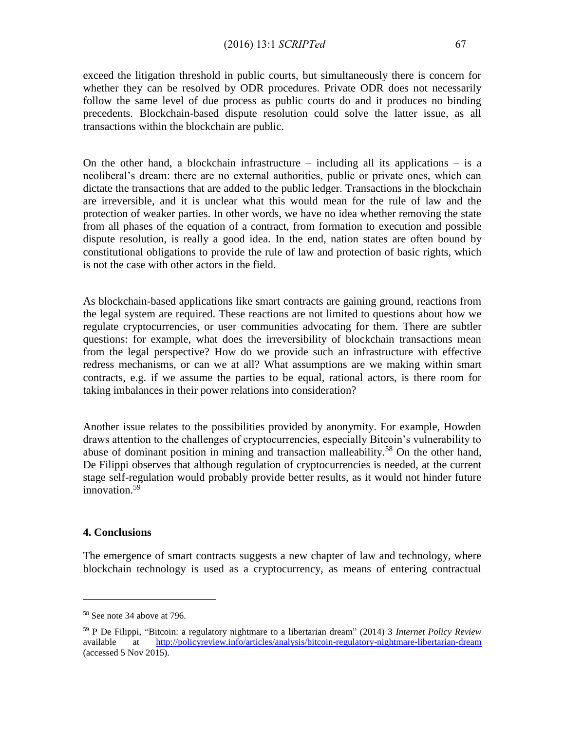exceed the litigation threshold in public courts, but simultaneously there is concern for whether they can be resolved by ODR procedures. Private ODR does not necessarily follow the same level of due process as public courts do and it produces no binding precedents. Blockchain-based dispute resolution could solve the latter issue, as all transactions within the blockchain are public.

On the other hand, a blockchain infrastructure – including all its applications – is a neoliberal's dream: there are no external authorities, public or private ones, which can dictate the transactions that are added to the public ledger. Transactions in the blockchain are irreversible, and it is unclear what this would mean for the rule of law and the protection of weaker parties. In other words, we have no idea whether removing the state from all phases of the equation of a contract, from formation to execution and possible dispute resolution, is really a good idea. In the end, nation states are often bound by constitutional obligations to provide the rule of law and protection of basic rights, which is not the case with other actors in the field.

As blockchain-based applications like smart contracts are gaining ground, reactions from the legal system are required. These reactions are not limited to questions about how we regulate cryptocurrencies, or user communities advocating for them. There are subtler questions: for example, what does the irreversibility of blockchain transactions mean from the legal perspective? How do we provide such an infrastructure with effective redress mechanisms, or can we at all? What assumptions are we making within smart contracts, e.g. if we assume the parties to be equal, rational actors, is there room for taking imbalances in their power relations into consideration?

Another issue relates to the possibilities provided by anonymity. For example, Howden draws attention to the challenges of cryptocurrencies, especially Bitcoin's vulnerability to abuse of dominant position in mining and transaction malleability.[58] On the other hand, De Filippi observes that although regulation of cryptocurrencies is needed, at the current stage self-regulation would probably provide better results, as it would not hinder future innovation.[59]

## 4. Conclusions

The emergence of smart contracts suggests a new chapter of law and technology, where blockchain technology is used as a cryptocurrency, as means of entering contractual

---

[58] See note 34 above at 796.

[59] P De Filippi, "Bitcoin: a regulatory nightmare to a libertarian dream" (2014) 3 *Internet Policy Review* available at http://policyreview.info/articles/analysis/bitcoin-regulatory-nightmare-libertarian-dream (accessed 5 Nov 2015).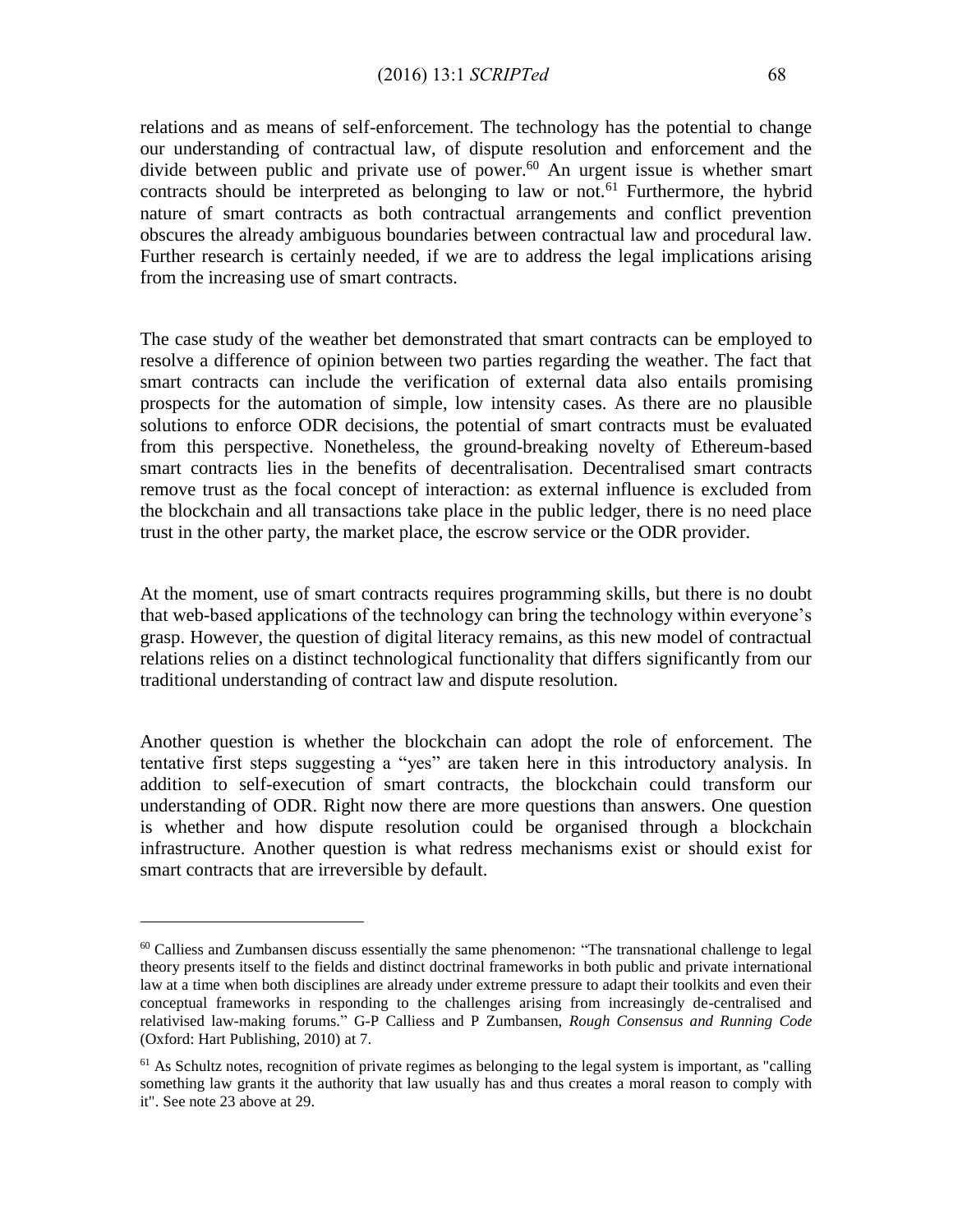relations and as means of self-enforcement. The technology has the potential to change our understanding of contractual law, of dispute resolution and enforcement and the divide between public and private use of power.[60] An urgent issue is whether smart contracts should be interpreted as belonging to law or not.[61] Furthermore, the hybrid nature of smart contracts as both contractual arrangements and conflict prevention obscures the already ambiguous boundaries between contractual law and procedural law. Further research is certainly needed, if we are to address the legal implications arising from the increasing use of smart contracts.

The case study of the weather bet demonstrated that smart contracts can be employed to resolve a difference of opinion between two parties regarding the weather. The fact that smart contracts can include the verification of external data also entails promising prospects for the automation of simple, low intensity cases. As there are no plausible solutions to enforce ODR decisions, the potential of smart contracts must be evaluated from this perspective. Nonetheless, the ground-breaking novelty of Ethereum-based smart contracts lies in the benefits of decentralisation. Decentralised smart contracts remove trust as the focal concept of interaction: as external influence is excluded from the blockchain and all transactions take place in the public ledger, there is no need place trust in the other party, the market place, the escrow service or the ODR provider.

At the moment, use of smart contracts requires programming skills, but there is no doubt that web-based applications of the technology can bring the technology within everyone's grasp. However, the question of digital literacy remains, as this new model of contractual relations relies on a distinct technological functionality that differs significantly from our traditional understanding of contract law and dispute resolution.

Another question is whether the blockchain can adopt the role of enforcement. The tentative first steps suggesting a "yes" are taken here in this introductory analysis. In addition to self-execution of smart contracts, the blockchain could transform our understanding of ODR. Right now there are more questions than answers. One question is whether and how dispute resolution could be organised through a blockchain infrastructure. Another question is what redress mechanisms exist or should exist for smart contracts that are irreversible by default.

---

[60] Calliess and Zumbansen discuss essentially the same phenomenon: "The transnational challenge to legal theory presents itself to the fields and distinct doctrinal frameworks in both public and private international law at a time when both disciplines are already under extreme pressure to adapt their toolkits and even their conceptual frameworks in responding to the challenges arising from increasingly de-centralised and relativised law-making forums." G-P Calliess and P Zumbansen, *Rough Consensus and Running Code* (Oxford: Hart Publishing, 2010) at 7.

[61] As Schultz notes, recognition of private regimes as belonging to the legal system is important, as "calling something law grants it the authority that law usually has and thus creates a moral reason to comply with it". See note 23 above at 29.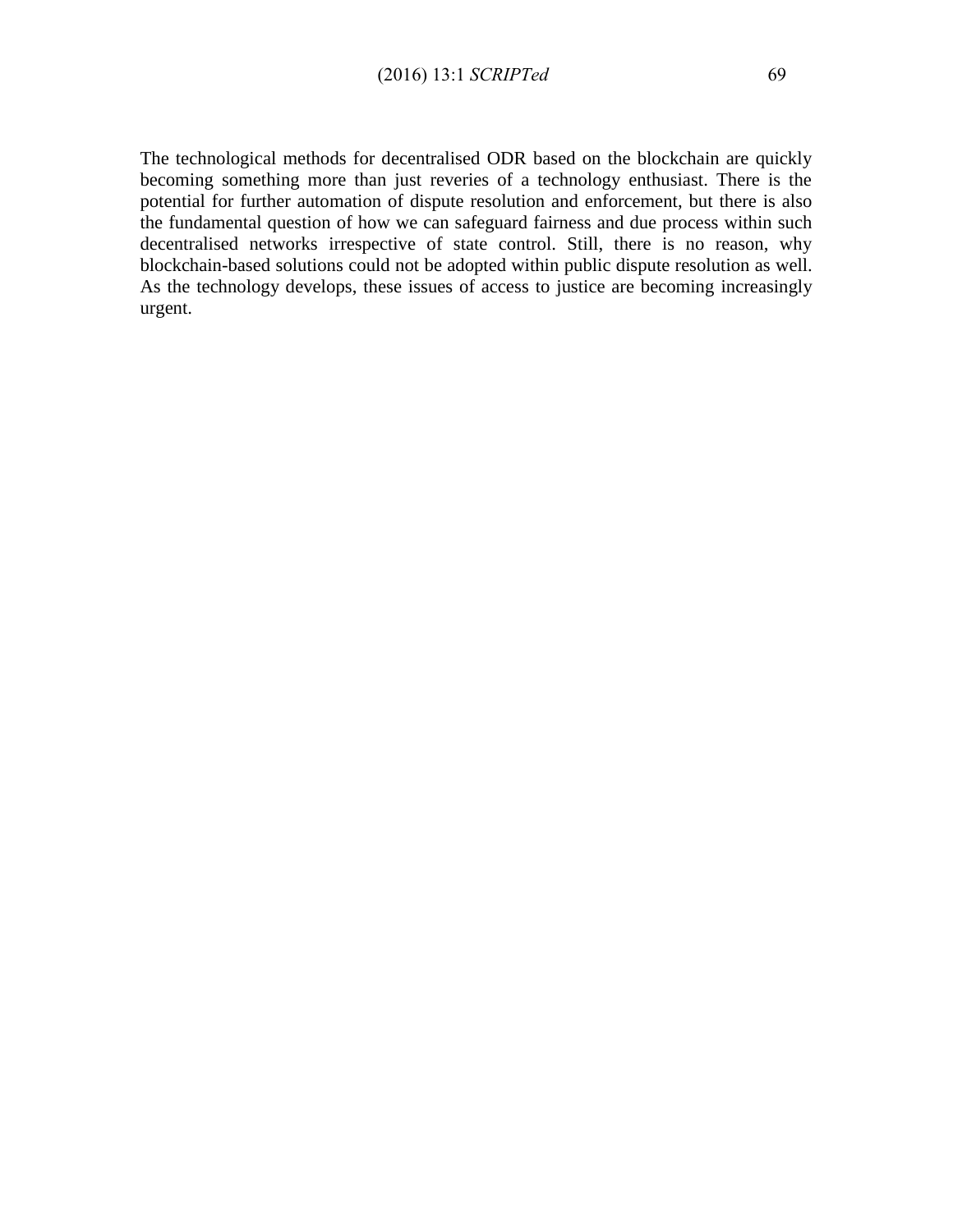The technological methods for decentralised ODR based on the blockchain are quickly becoming something more than just reveries of a technology enthusiast. There is the potential for further automation of dispute resolution and enforcement, but there is also the fundamental question of how we can safeguard fairness and due process within such decentralised networks irrespective of state control. Still, there is no reason, why blockchain-based solutions could not be adopted within public dispute resolution as well. As the technology develops, these issues of access to justice are becoming increasingly urgent.